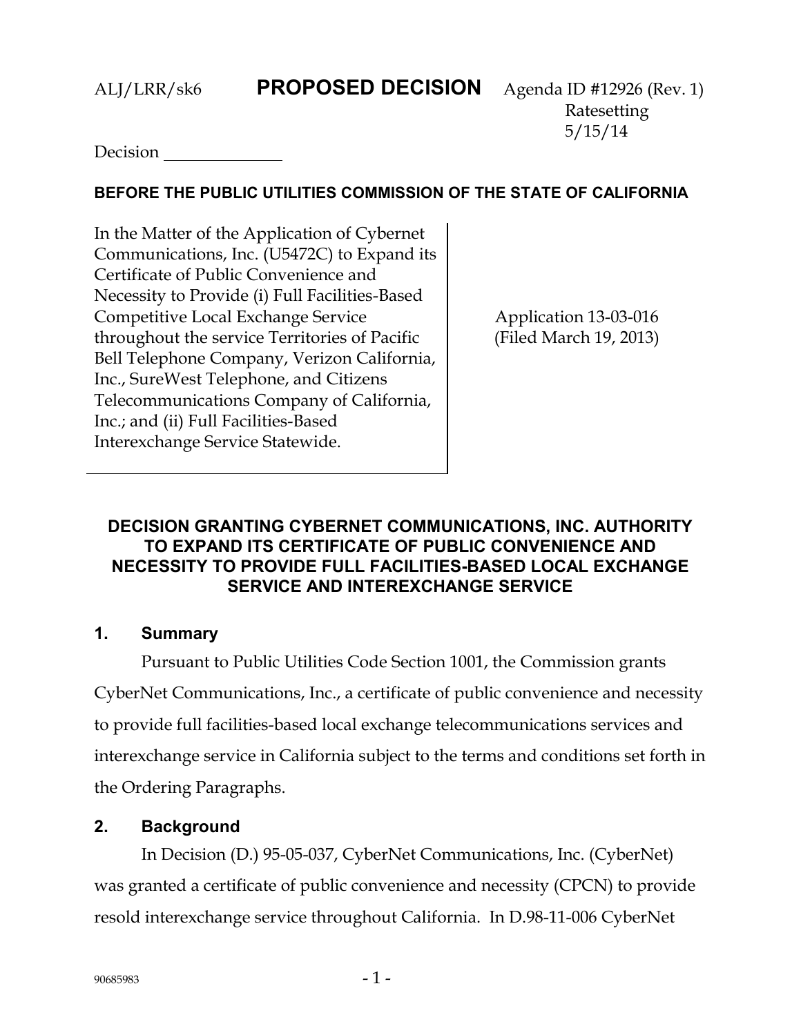ALJ/LRR/sk6 **PROPOSED DECISION** Agenda ID #12926 (Rev. 1)
Ratesetting
5/15/14

Decision ______________

**BEFORE THE PUBLIC UTILITIES COMMISSION OF THE STATE OF CALIFORNIA**

| | |
|---|---|
| In the Matter of the Application of Cybernet Communications, Inc. (U5472C) to Expand its Certificate of Public Convenience and Necessity to Provide (i) Full Facilities-Based Competitive Local Exchange Service throughout the service Territories of Pacific Bell Telephone Company, Verizon California, Inc., SureWest Telephone, and Citizens Telecommunications Company of California, Inc.; and (ii) Full Facilities-Based Interexchange Service Statewide. | Application 13-03-016 (Filed March 19, 2013) |

## DECISION GRANTING CYBERNET COMMUNICATIONS, INC. AUTHORITY TO EXPAND ITS CERTIFICATE OF PUBLIC CONVENIENCE AND NECESSITY TO PROVIDE FULL FACILITIES-BASED LOCAL EXCHANGE SERVICE AND INTEREXCHANGE SERVICE

### 1. Summary

Pursuant to Public Utilities Code Section 1001, the Commission grants CyberNet Communications, Inc., a certificate of public convenience and necessity to provide full facilities-based local exchange telecommunications services and interexchange service in California subject to the terms and conditions set forth in the Ordering Paragraphs.

### 2. Background

In Decision (D.) 95-05-037, CyberNet Communications, Inc. (CyberNet) was granted a certificate of public convenience and necessity (CPCN) to provide resold interexchange service throughout California. In D.98-11-006 CyberNet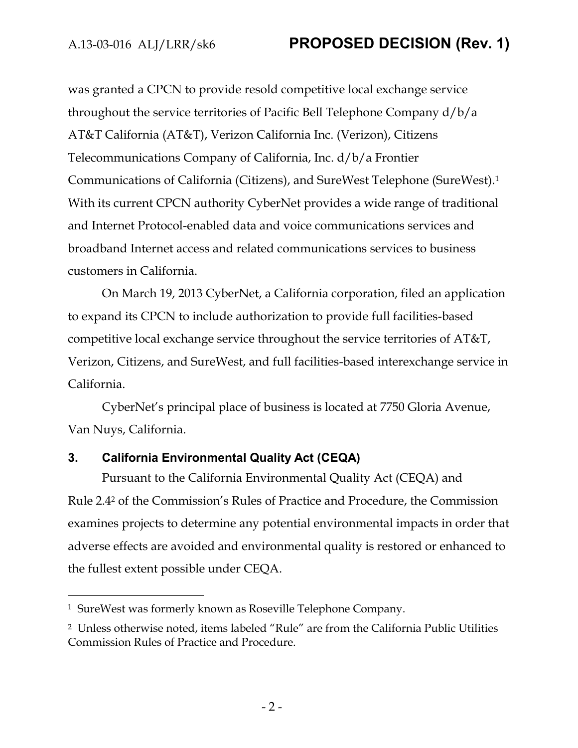was granted a CPCN to provide resold competitive local exchange service throughout the service territories of Pacific Bell Telephone Company d/b/a AT&T California (AT&T), Verizon California Inc. (Verizon), Citizens Telecommunications Company of California, Inc. d/b/a Frontier Communications of California (Citizens), and SureWest Telephone (SureWest).[1] With its current CPCN authority CyberNet provides a wide range of traditional and Internet Protocol-enabled data and voice communications services and broadband Internet access and related communications services to business customers in California.

On March 19, 2013 CyberNet, a California corporation, filed an application to expand its CPCN to include authorization to provide full facilities-based competitive local exchange service throughout the service territories of AT&T, Verizon, Citizens, and SureWest, and full facilities-based interexchange service in California.

CyberNet's principal place of business is located at 7750 Gloria Avenue, Van Nuys, California.

## 3. California Environmental Quality Act (CEQA)

Pursuant to the California Environmental Quality Act (CEQA) and Rule 2.4[2] of the Commission's Rules of Practice and Procedure, the Commission examines projects to determine any potential environmental impacts in order that adverse effects are avoided and environmental quality is restored or enhanced to the fullest extent possible under CEQA.

---

[1] SureWest was formerly known as Roseville Telephone Company.

[2] Unless otherwise noted, items labeled "Rule" are from the California Public Utilities Commission Rules of Practice and Procedure.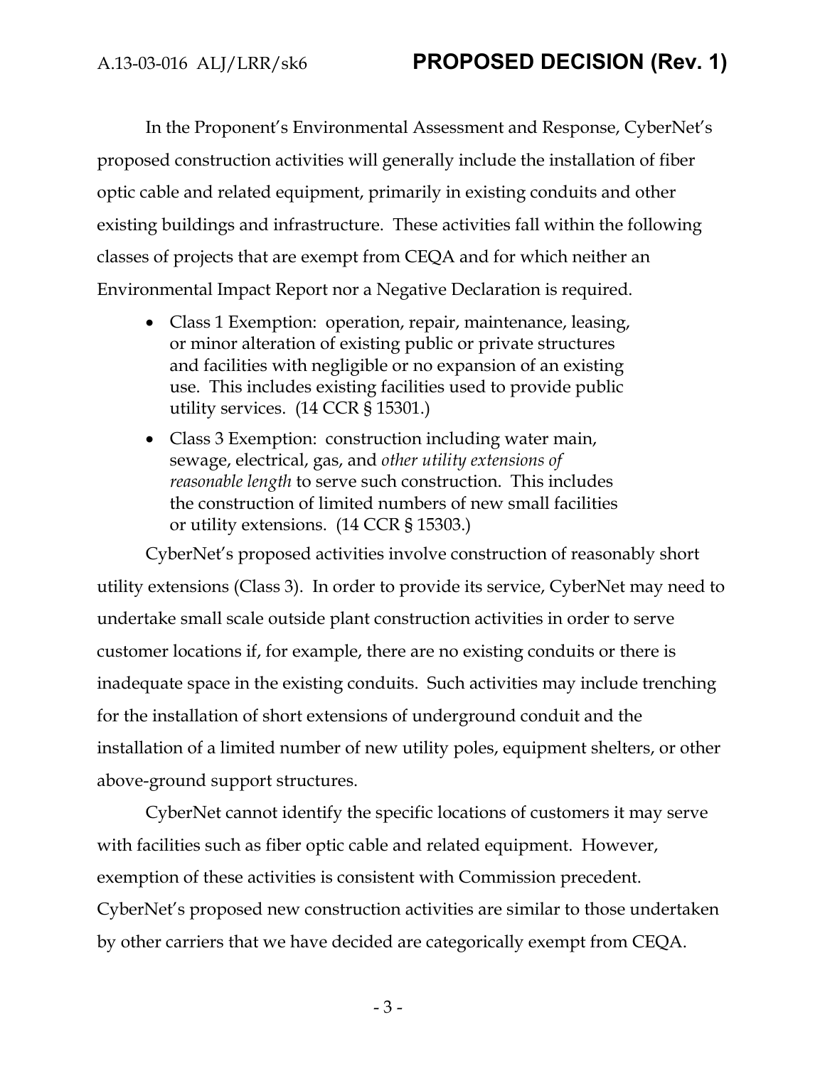In the Proponent's Environmental Assessment and Response, CyberNet's proposed construction activities will generally include the installation of fiber optic cable and related equipment, primarily in existing conduits and other existing buildings and infrastructure. These activities fall within the following classes of projects that are exempt from CEQA and for which neither an Environmental Impact Report nor a Negative Declaration is required.

- Class 1 Exemption: operation, repair, maintenance, leasing, or minor alteration of existing public or private structures and facilities with negligible or no expansion of an existing use. This includes existing facilities used to provide public utility services. (14 CCR § 15301.)
- Class 3 Exemption: construction including water main, sewage, electrical, gas, and *other utility extensions of reasonable length* to serve such construction. This includes the construction of limited numbers of new small facilities or utility extensions. (14 CCR § 15303.)

CyberNet's proposed activities involve construction of reasonably short utility extensions (Class 3). In order to provide its service, CyberNet may need to undertake small scale outside plant construction activities in order to serve customer locations if, for example, there are no existing conduits or there is inadequate space in the existing conduits. Such activities may include trenching for the installation of short extensions of underground conduit and the installation of a limited number of new utility poles, equipment shelters, or other above-ground support structures.

CyberNet cannot identify the specific locations of customers it may serve with facilities such as fiber optic cable and related equipment. However, exemption of these activities is consistent with Commission precedent. CyberNet's proposed new construction activities are similar to those undertaken by other carriers that we have decided are categorically exempt from CEQA.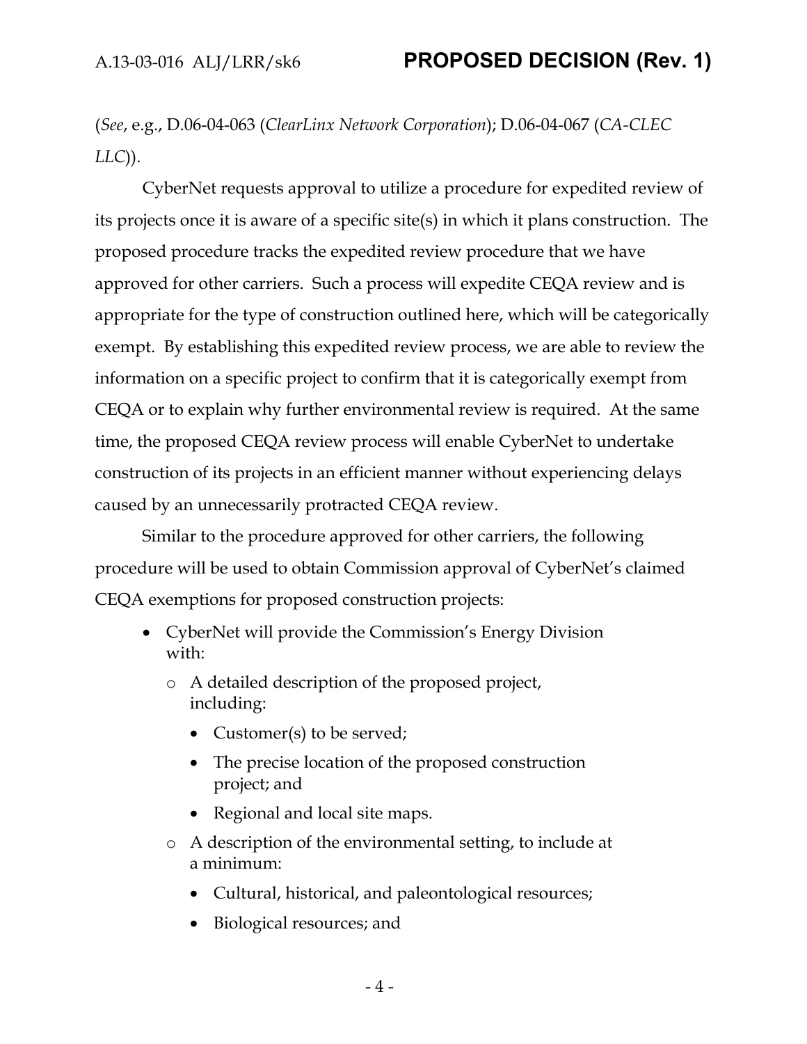(*See*, e.g., D.06-04-063 (*ClearLinx Network Corporation*); D.06-04-067 (*CA-CLEC LLC*)).

CyberNet requests approval to utilize a procedure for expedited review of its projects once it is aware of a specific site(s) in which it plans construction. The proposed procedure tracks the expedited review procedure that we have approved for other carriers. Such a process will expedite CEQA review and is appropriate for the type of construction outlined here, which will be categorically exempt. By establishing this expedited review process, we are able to review the information on a specific project to confirm that it is categorically exempt from CEQA or to explain why further environmental review is required. At the same time, the proposed CEQA review process will enable CyberNet to undertake construction of its projects in an efficient manner without experiencing delays caused by an unnecessarily protracted CEQA review.

Similar to the procedure approved for other carriers, the following procedure will be used to obtain Commission approval of CyberNet's claimed CEQA exemptions for proposed construction projects:

- CyberNet will provide the Commission's Energy Division with:
  - A detailed description of the proposed project, including:
    - Customer(s) to be served;
    - The precise location of the proposed construction project; and
    - Regional and local site maps.
  - A description of the environmental setting, to include at a minimum:
    - Cultural, historical, and paleontological resources;
    - Biological resources; and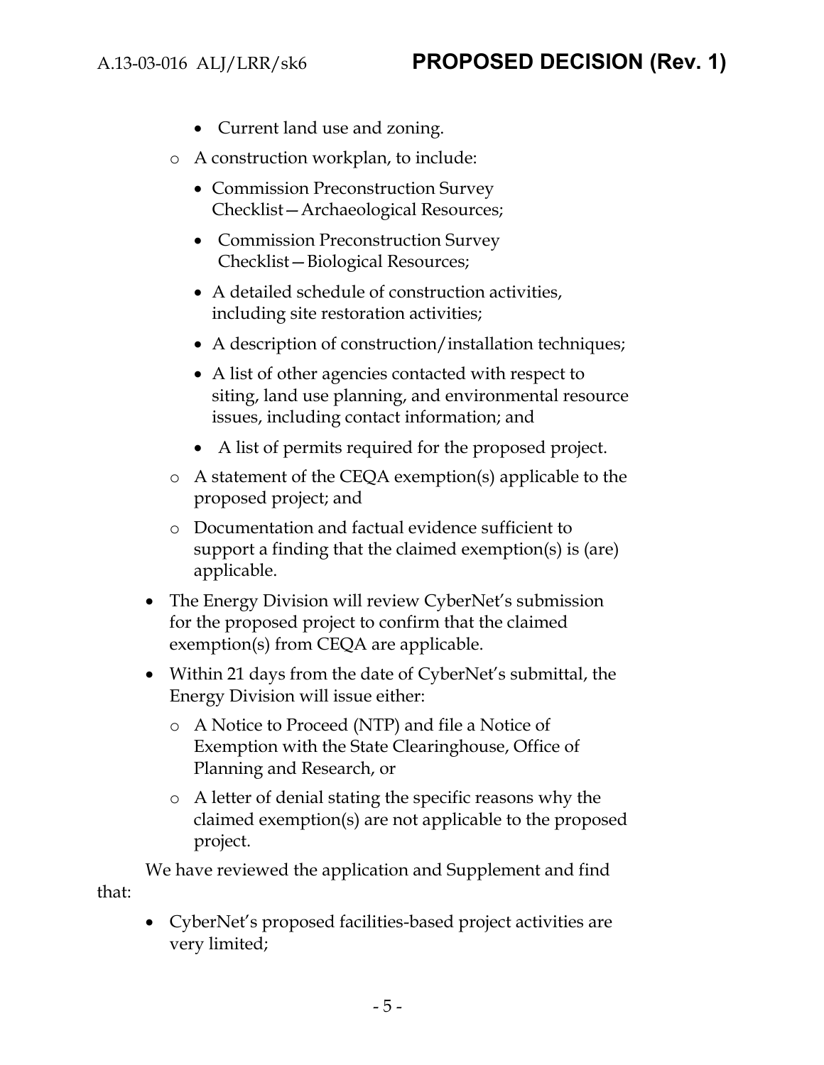- Current land use and zoning.
  - A construction workplan, to include:
    - Commission Preconstruction Survey Checklist—Archaeological Resources;
    - Commission Preconstruction Survey Checklist—Biological Resources;
    - A detailed schedule of construction activities, including site restoration activities;
    - A description of construction/installation techniques;
    - A list of other agencies contacted with respect to siting, land use planning, and environmental resource issues, including contact information; and
    - A list of permits required for the proposed project.
  - A statement of the CEQA exemption(s) applicable to the proposed project; and
  - Documentation and factual evidence sufficient to support a finding that the claimed exemption(s) is (are) applicable.
- The Energy Division will review CyberNet's submission for the proposed project to confirm that the claimed exemption(s) from CEQA are applicable.
- Within 21 days from the date of CyberNet's submittal, the Energy Division will issue either:
  - A Notice to Proceed (NTP) and file a Notice of Exemption with the State Clearinghouse, Office of Planning and Research, or
  - A letter of denial stating the specific reasons why the claimed exemption(s) are not applicable to the proposed project.

We have reviewed the application and Supplement and find that:

- CyberNet's proposed facilities-based project activities are very limited;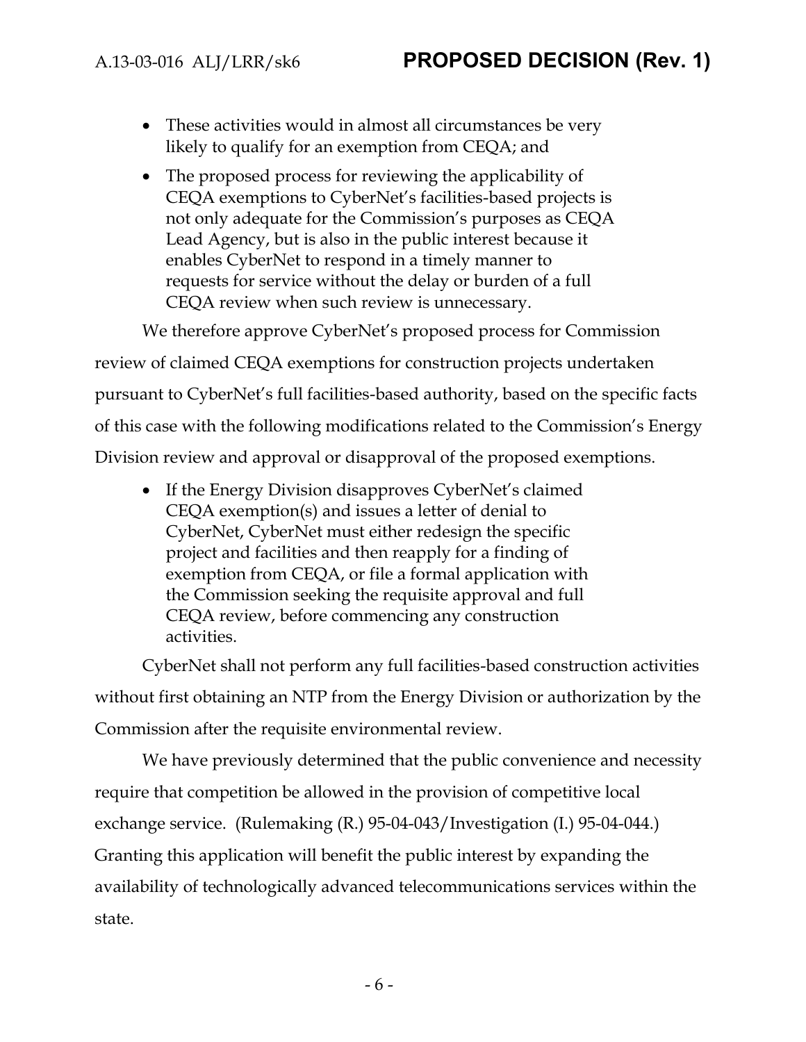- These activities would in almost all circumstances be very likely to qualify for an exemption from CEQA; and
- The proposed process for reviewing the applicability of CEQA exemptions to CyberNet's facilities-based projects is not only adequate for the Commission's purposes as CEQA Lead Agency, but is also in the public interest because it enables CyberNet to respond in a timely manner to requests for service without the delay or burden of a full CEQA review when such review is unnecessary.

We therefore approve CyberNet's proposed process for Commission review of claimed CEQA exemptions for construction projects undertaken pursuant to CyberNet's full facilities-based authority, based on the specific facts of this case with the following modifications related to the Commission's Energy Division review and approval or disapproval of the proposed exemptions.

- If the Energy Division disapproves CyberNet's claimed CEQA exemption(s) and issues a letter of denial to CyberNet, CyberNet must either redesign the specific project and facilities and then reapply for a finding of exemption from CEQA, or file a formal application with the Commission seeking the requisite approval and full CEQA review, before commencing any construction activities.

CyberNet shall not perform any full facilities-based construction activities without first obtaining an NTP from the Energy Division or authorization by the Commission after the requisite environmental review.

We have previously determined that the public convenience and necessity require that competition be allowed in the provision of competitive local exchange service. (Rulemaking (R.) 95-04-043/Investigation (I.) 95-04-044.) Granting this application will benefit the public interest by expanding the availability of technologically advanced telecommunications services within the state.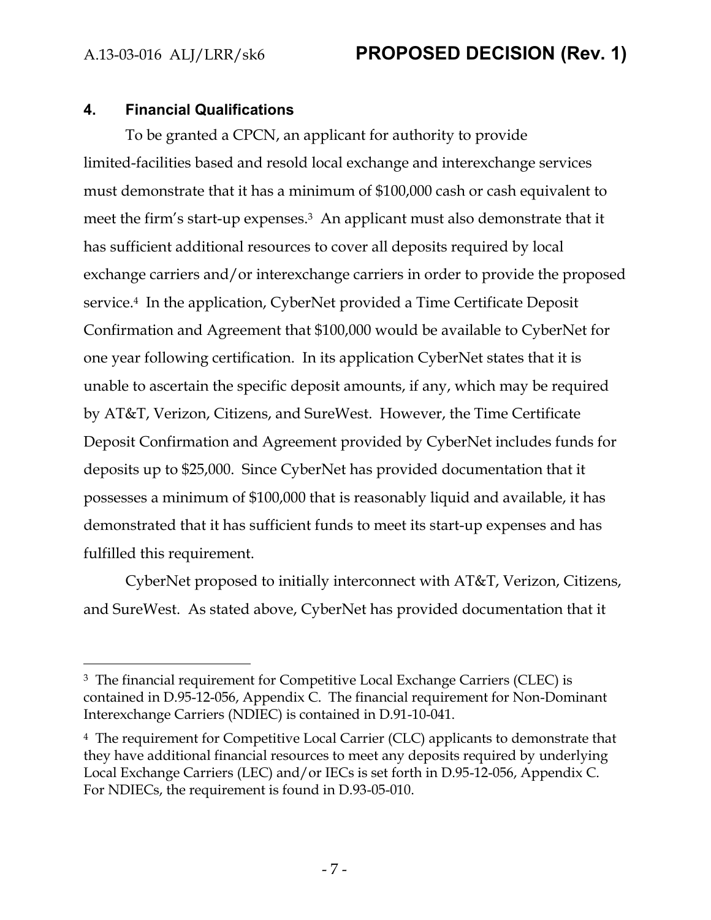## 4. Financial Qualifications

To be granted a CPCN, an applicant for authority to provide limited-facilities based and resold local exchange and interexchange services must demonstrate that it has a minimum of $100,000 cash or cash equivalent to meet the firm's start-up expenses.[3] An applicant must also demonstrate that it has sufficient additional resources to cover all deposits required by local exchange carriers and/or interexchange carriers in order to provide the proposed service.[4] In the application, CyberNet provided a Time Certificate Deposit Confirmation and Agreement that $100,000 would be available to CyberNet for one year following certification. In its application CyberNet states that it is unable to ascertain the specific deposit amounts, if any, which may be required by AT&T, Verizon, Citizens, and SureWest. However, the Time Certificate Deposit Confirmation and Agreement provided by CyberNet includes funds for deposits up to $25,000. Since CyberNet has provided documentation that it possesses a minimum of $100,000 that is reasonably liquid and available, it has demonstrated that it has sufficient funds to meet its start-up expenses and has fulfilled this requirement.

CyberNet proposed to initially interconnect with AT&T, Verizon, Citizens, and SureWest. As stated above, CyberNet has provided documentation that it

---

[3] The financial requirement for Competitive Local Exchange Carriers (CLEC) is contained in D.95-12-056, Appendix C. The financial requirement for Non-Dominant Interexchange Carriers (NDIEC) is contained in D.91-10-041.

[4] The requirement for Competitive Local Carrier (CLC) applicants to demonstrate that they have additional financial resources to meet any deposits required by underlying Local Exchange Carriers (LEC) and/or IECs is set forth in D.95-12-056, Appendix C. For NDIECs, the requirement is found in D.93-05-010.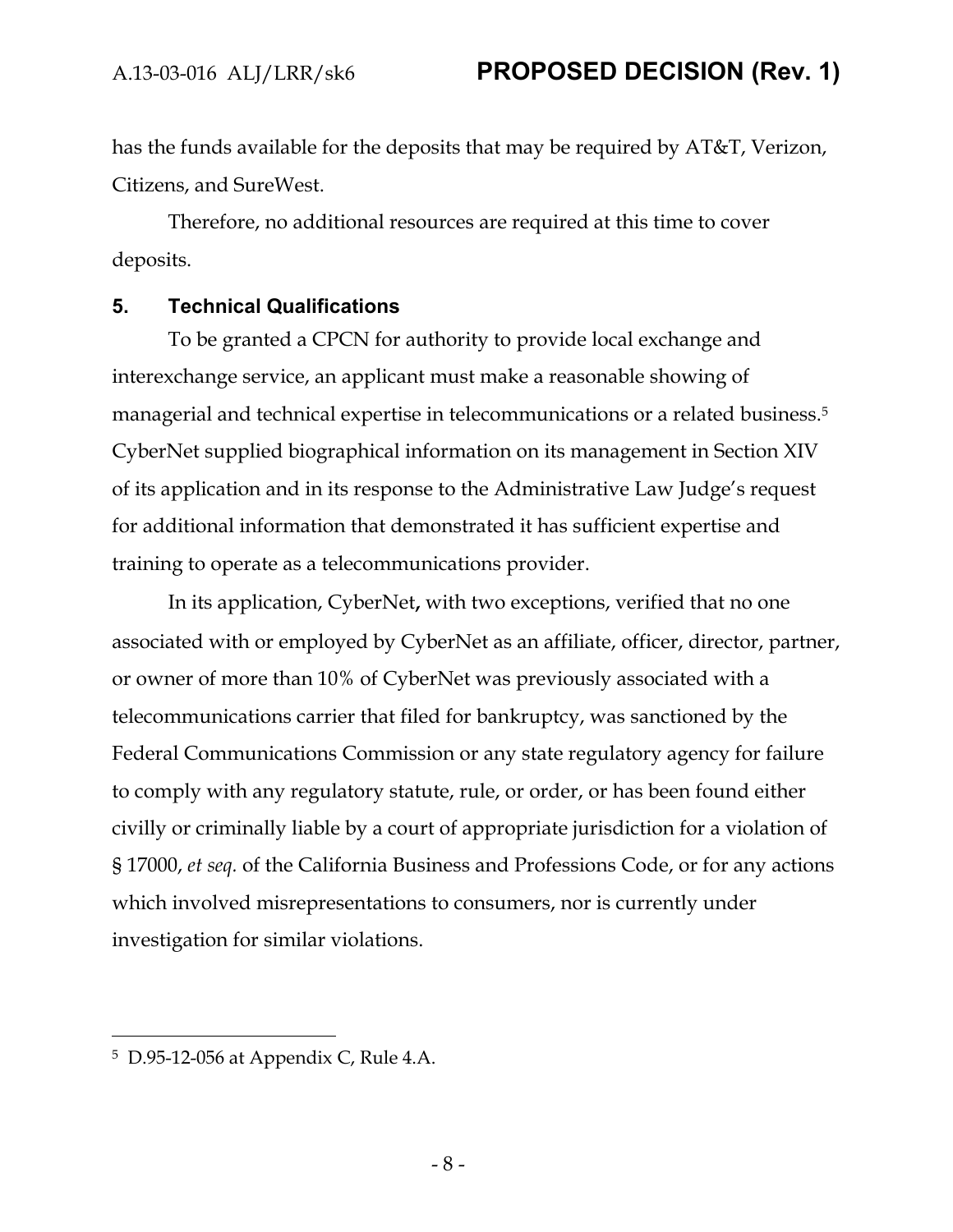has the funds available for the deposits that may be required by AT&T, Verizon, Citizens, and SureWest.

Therefore, no additional resources are required at this time to cover deposits.

## 5. Technical Qualifications

To be granted a CPCN for authority to provide local exchange and interexchange service, an applicant must make a reasonable showing of managerial and technical expertise in telecommunications or a related business.[5] CyberNet supplied biographical information on its management in Section XIV of its application and in its response to the Administrative Law Judge's request for additional information that demonstrated it has sufficient expertise and training to operate as a telecommunications provider.

In its application, CyberNet**,** with two exceptions, verified that no one associated with or employed by CyberNet as an affiliate, officer, director, partner, or owner of more than 10% of CyberNet was previously associated with a telecommunications carrier that filed for bankruptcy, was sanctioned by the Federal Communications Commission or any state regulatory agency for failure to comply with any regulatory statute, rule, or order, or has been found either civilly or criminally liable by a court of appropriate jurisdiction for a violation of § 17000, *et seq.* of the California Business and Professions Code, or for any actions which involved misrepresentations to consumers, nor is currently under investigation for similar violations.

---

[5] D.95-12-056 at Appendix C, Rule 4.A.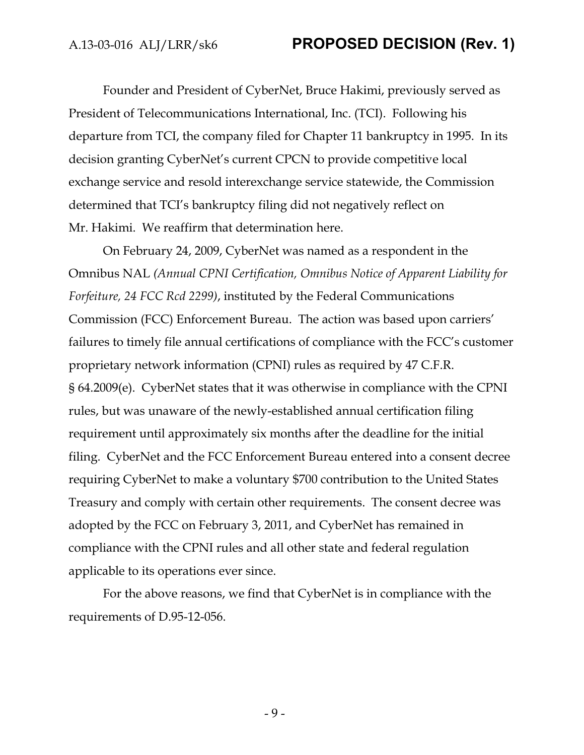Founder and President of CyberNet, Bruce Hakimi, previously served as President of Telecommunications International, Inc. (TCI). Following his departure from TCI, the company filed for Chapter 11 bankruptcy in 1995. In its decision granting CyberNet's current CPCN to provide competitive local exchange service and resold interexchange service statewide, the Commission determined that TCI's bankruptcy filing did not negatively reflect on Mr. Hakimi. We reaffirm that determination here.

On February 24, 2009, CyberNet was named as a respondent in the Omnibus NAL *(Annual CPNI Certification, Omnibus Notice of Apparent Liability for Forfeiture, 24 FCC Rcd 2299)*, instituted by the Federal Communications Commission (FCC) Enforcement Bureau. The action was based upon carriers' failures to timely file annual certifications of compliance with the FCC's customer proprietary network information (CPNI) rules as required by 47 C.F.R. § 64.2009(e). CyberNet states that it was otherwise in compliance with the CPNI rules, but was unaware of the newly-established annual certification filing requirement until approximately six months after the deadline for the initial filing. CyberNet and the FCC Enforcement Bureau entered into a consent decree requiring CyberNet to make a voluntary $700 contribution to the United States Treasury and comply with certain other requirements. The consent decree was adopted by the FCC on February 3, 2011, and CyberNet has remained in compliance with the CPNI rules and all other state and federal regulation applicable to its operations ever since.

For the above reasons, we find that CyberNet is in compliance with the requirements of D.95-12-056.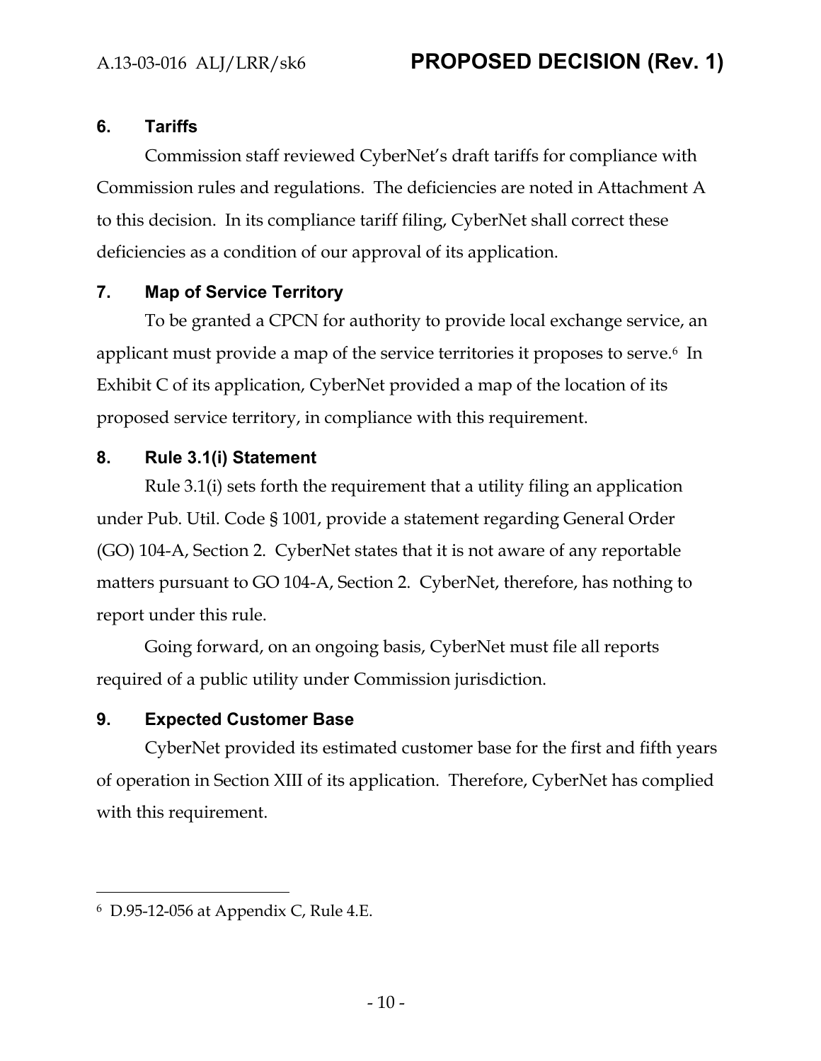## 6. Tariffs

Commission staff reviewed CyberNet's draft tariffs for compliance with Commission rules and regulations. The deficiencies are noted in Attachment A to this decision. In its compliance tariff filing, CyberNet shall correct these deficiencies as a condition of our approval of its application.

## 7. Map of Service Territory

To be granted a CPCN for authority to provide local exchange service, an applicant must provide a map of the service territories it proposes to serve.[6] In Exhibit C of its application, CyberNet provided a map of the location of its proposed service territory, in compliance with this requirement.

## 8. Rule 3.1(i) Statement

Rule 3.1(i) sets forth the requirement that a utility filing an application under Pub. Util. Code § 1001, provide a statement regarding General Order (GO) 104-A, Section 2. CyberNet states that it is not aware of any reportable matters pursuant to GO 104-A, Section 2. CyberNet, therefore, has nothing to report under this rule.

Going forward, on an ongoing basis, CyberNet must file all reports required of a public utility under Commission jurisdiction.

## 9. Expected Customer Base

CyberNet provided its estimated customer base for the first and fifth years of operation in Section XIII of its application. Therefore, CyberNet has complied with this requirement.

---

[6] D.95-12-056 at Appendix C, Rule 4.E.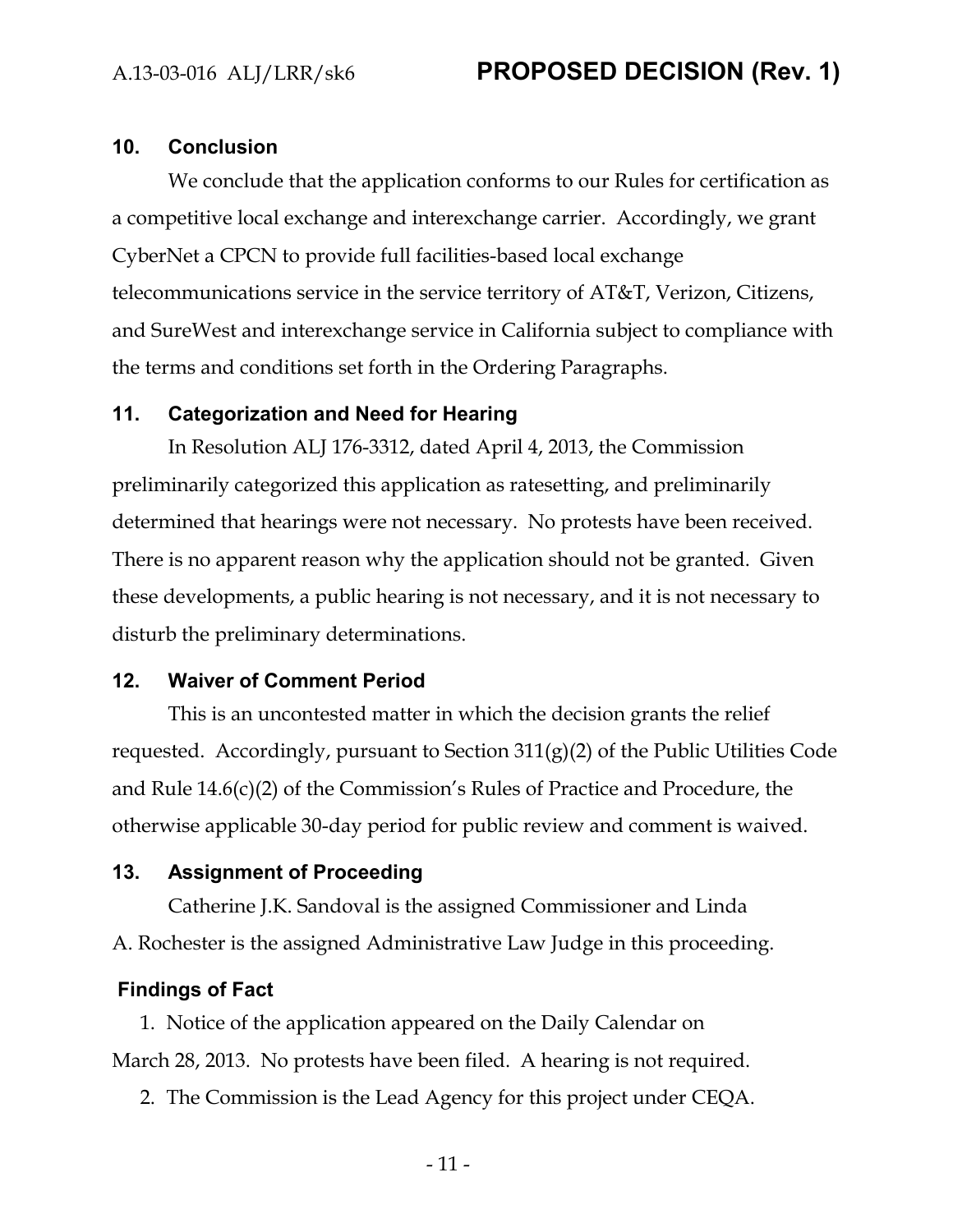## 10. Conclusion

We conclude that the application conforms to our Rules for certification as a competitive local exchange and interexchange carrier. Accordingly, we grant CyberNet a CPCN to provide full facilities-based local exchange telecommunications service in the service territory of AT&T, Verizon, Citizens, and SureWest and interexchange service in California subject to compliance with the terms and conditions set forth in the Ordering Paragraphs.

## 11. Categorization and Need for Hearing

In Resolution ALJ 176-3312, dated April 4, 2013, the Commission preliminarily categorized this application as ratesetting, and preliminarily determined that hearings were not necessary. No protests have been received. There is no apparent reason why the application should not be granted. Given these developments, a public hearing is not necessary, and it is not necessary to disturb the preliminary determinations.

## 12. Waiver of Comment Period

This is an uncontested matter in which the decision grants the relief requested. Accordingly, pursuant to Section 311(g)(2) of the Public Utilities Code and Rule 14.6(c)(2) of the Commission's Rules of Practice and Procedure, the otherwise applicable 30-day period for public review and comment is waived.

## 13. Assignment of Proceeding

Catherine J.K. Sandoval is the assigned Commissioner and Linda A. Rochester is the assigned Administrative Law Judge in this proceeding.

## Findings of Fact

1. Notice of the application appeared on the Daily Calendar on March 28, 2013. No protests have been filed. A hearing is not required.
2. The Commission is the Lead Agency for this project under CEQA.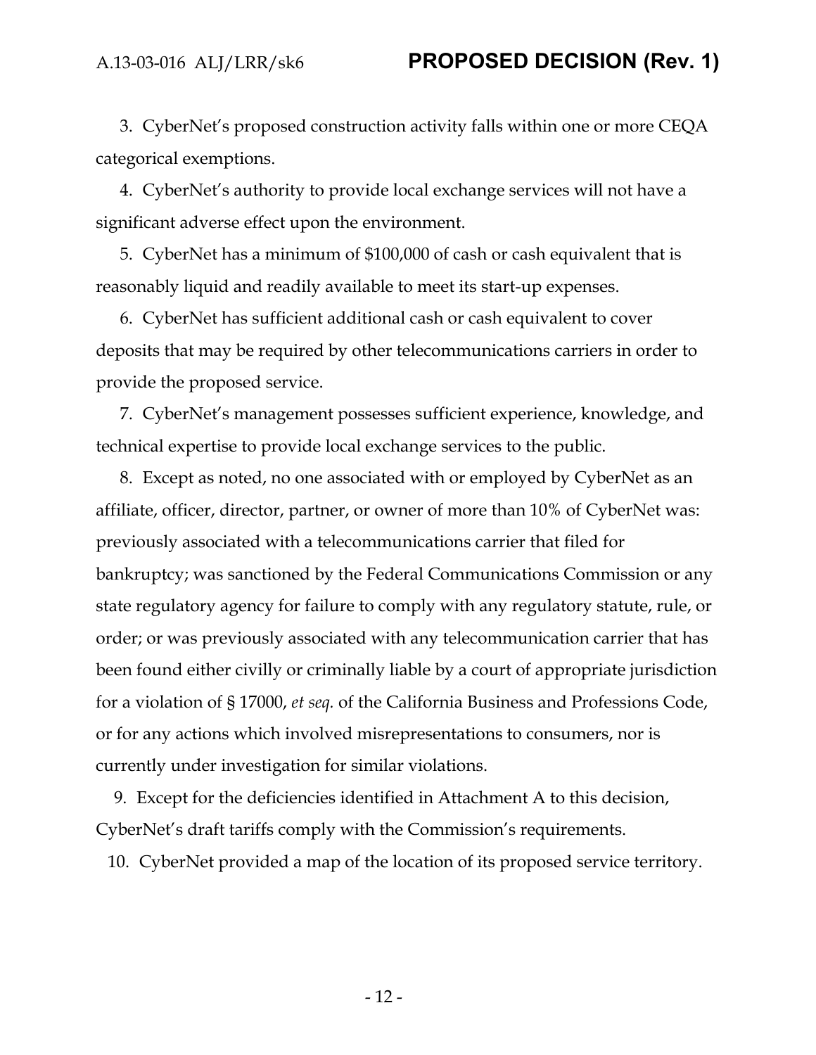3. CyberNet's proposed construction activity falls within one or more CEQA categorical exemptions.

4. CyberNet's authority to provide local exchange services will not have a significant adverse effect upon the environment.

5. CyberNet has a minimum of $100,000 of cash or cash equivalent that is reasonably liquid and readily available to meet its start-up expenses.

6. CyberNet has sufficient additional cash or cash equivalent to cover deposits that may be required by other telecommunications carriers in order to provide the proposed service.

7. CyberNet's management possesses sufficient experience, knowledge, and technical expertise to provide local exchange services to the public.

8. Except as noted, no one associated with or employed by CyberNet as an affiliate, officer, director, partner, or owner of more than 10% of CyberNet was: previously associated with a telecommunications carrier that filed for bankruptcy; was sanctioned by the Federal Communications Commission or any state regulatory agency for failure to comply with any regulatory statute, rule, or order; or was previously associated with any telecommunication carrier that has been found either civilly or criminally liable by a court of appropriate jurisdiction for a violation of § 17000, *et seq.* of the California Business and Professions Code, or for any actions which involved misrepresentations to consumers, nor is currently under investigation for similar violations.

9. Except for the deficiencies identified in Attachment A to this decision, CyberNet's draft tariffs comply with the Commission's requirements.

10. CyberNet provided a map of the location of its proposed service territory.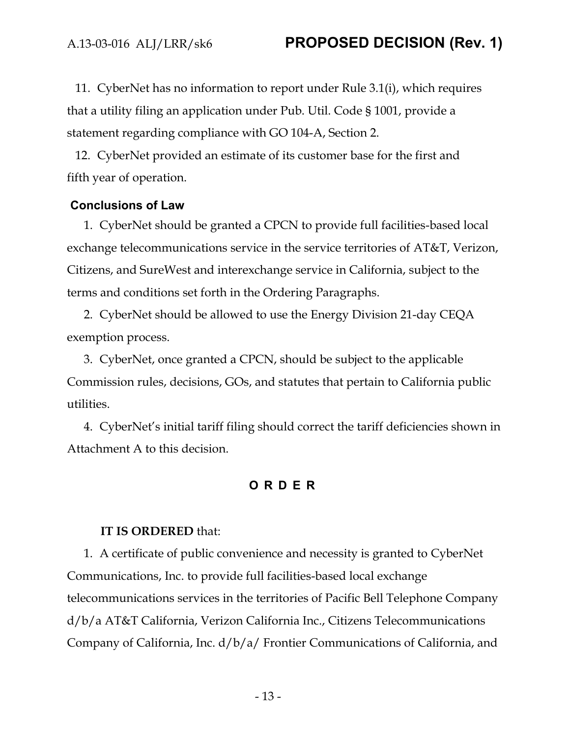11. CyberNet has no information to report under Rule 3.1(i), which requires that a utility filing an application under Pub. Util. Code § 1001, provide a statement regarding compliance with GO 104-A, Section 2.

12. CyberNet provided an estimate of its customer base for the first and fifth year of operation.

## Conclusions of Law

1. CyberNet should be granted a CPCN to provide full facilities-based local exchange telecommunications service in the service territories of AT&T, Verizon, Citizens, and SureWest and interexchange service in California, subject to the terms and conditions set forth in the Ordering Paragraphs.

2. CyberNet should be allowed to use the Energy Division 21-day CEQA exemption process.

3. CyberNet, once granted a CPCN, should be subject to the applicable Commission rules, decisions, GOs, and statutes that pertain to California public utilities.

4. CyberNet's initial tariff filing should correct the tariff deficiencies shown in Attachment A to this decision.

## O R D E R

**IT IS ORDERED** that:

1. A certificate of public convenience and necessity is granted to CyberNet Communications, Inc. to provide full facilities-based local exchange telecommunications services in the territories of Pacific Bell Telephone Company d/b/a AT&T California, Verizon California Inc., Citizens Telecommunications Company of California, Inc. d/b/a/ Frontier Communications of California, and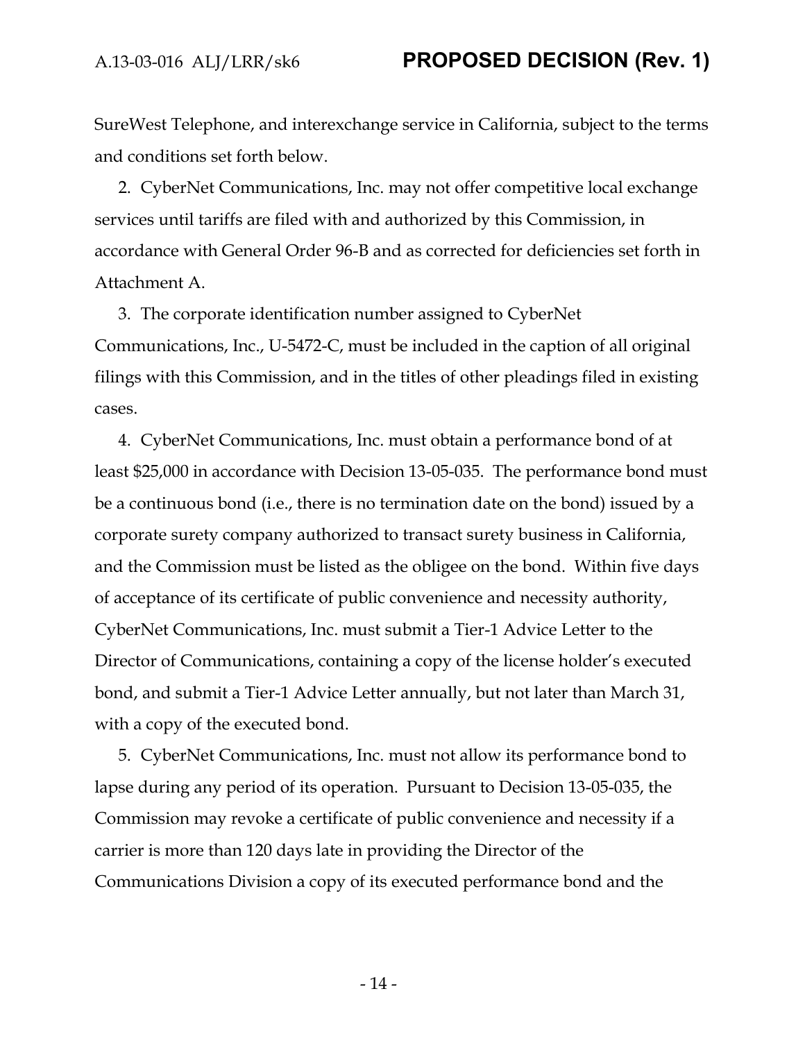SureWest Telephone, and interexchange service in California, subject to the terms and conditions set forth below.

2. CyberNet Communications, Inc. may not offer competitive local exchange services until tariffs are filed with and authorized by this Commission, in accordance with General Order 96-B and as corrected for deficiencies set forth in Attachment A.

3. The corporate identification number assigned to CyberNet Communications, Inc., U-5472-C, must be included in the caption of all original filings with this Commission, and in the titles of other pleadings filed in existing cases.

4. CyberNet Communications, Inc. must obtain a performance bond of at least $25,000 in accordance with Decision 13-05-035. The performance bond must be a continuous bond (i.e., there is no termination date on the bond) issued by a corporate surety company authorized to transact surety business in California, and the Commission must be listed as the obligee on the bond. Within five days of acceptance of its certificate of public convenience and necessity authority, CyberNet Communications, Inc. must submit a Tier-1 Advice Letter to the Director of Communications, containing a copy of the license holder's executed bond, and submit a Tier-1 Advice Letter annually, but not later than March 31, with a copy of the executed bond.

5. CyberNet Communications, Inc. must not allow its performance bond to lapse during any period of its operation. Pursuant to Decision 13-05-035, the Commission may revoke a certificate of public convenience and necessity if a carrier is more than 120 days late in providing the Director of the Communications Division a copy of its executed performance bond and the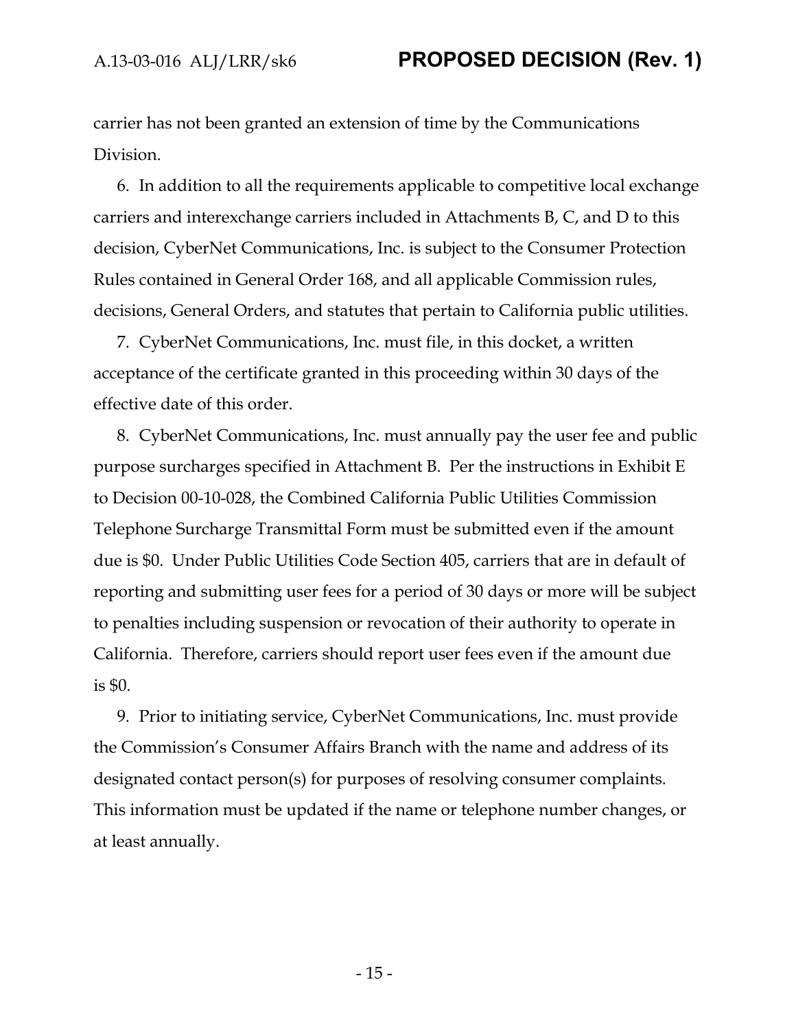carrier has not been granted an extension of time by the Communications Division.

6. In addition to all the requirements applicable to competitive local exchange carriers and interexchange carriers included in Attachments B, C, and D to this decision, CyberNet Communications, Inc. is subject to the Consumer Protection Rules contained in General Order 168, and all applicable Commission rules, decisions, General Orders, and statutes that pertain to California public utilities.

7. CyberNet Communications, Inc. must file, in this docket, a written acceptance of the certificate granted in this proceeding within 30 days of the effective date of this order.

8. CyberNet Communications, Inc. must annually pay the user fee and public purpose surcharges specified in Attachment B. Per the instructions in Exhibit E to Decision 00-10-028, the Combined California Public Utilities Commission Telephone Surcharge Transmittal Form must be submitted even if the amount due is $0. Under Public Utilities Code Section 405, carriers that are in default of reporting and submitting user fees for a period of 30 days or more will be subject to penalties including suspension or revocation of their authority to operate in California. Therefore, carriers should report user fees even if the amount due is $0.

9. Prior to initiating service, CyberNet Communications, Inc. must provide the Commission's Consumer Affairs Branch with the name and address of its designated contact person(s) for purposes of resolving consumer complaints. This information must be updated if the name or telephone number changes, or at least annually.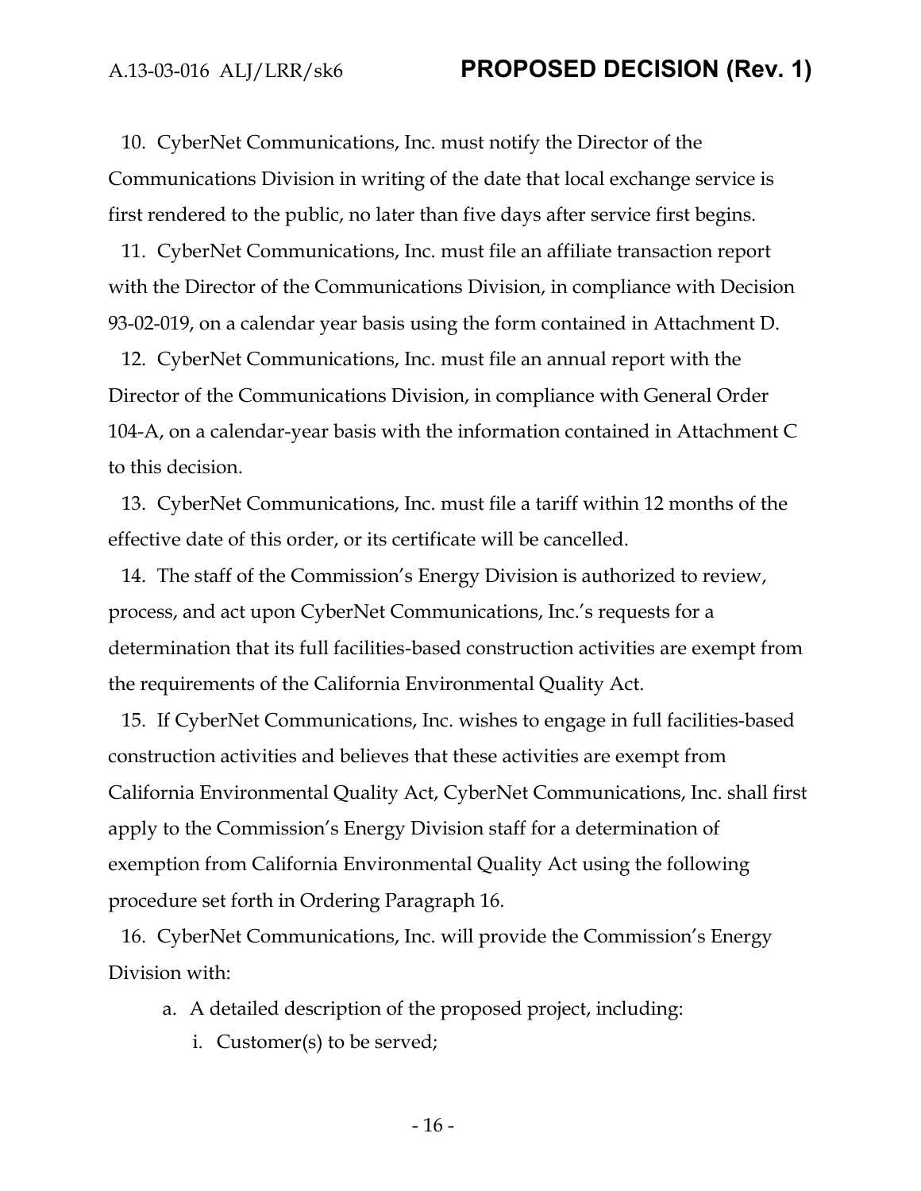10. CyberNet Communications, Inc. must notify the Director of the Communications Division in writing of the date that local exchange service is first rendered to the public, no later than five days after service first begins.

11. CyberNet Communications, Inc. must file an affiliate transaction report with the Director of the Communications Division, in compliance with Decision 93-02-019, on a calendar year basis using the form contained in Attachment D.

12. CyberNet Communications, Inc. must file an annual report with the Director of the Communications Division, in compliance with General Order 104-A, on a calendar-year basis with the information contained in Attachment C to this decision.

13. CyberNet Communications, Inc. must file a tariff within 12 months of the effective date of this order, or its certificate will be cancelled.

14. The staff of the Commission's Energy Division is authorized to review, process, and act upon CyberNet Communications, Inc.'s requests for a determination that its full facilities-based construction activities are exempt from the requirements of the California Environmental Quality Act.

15. If CyberNet Communications, Inc. wishes to engage in full facilities-based construction activities and believes that these activities are exempt from California Environmental Quality Act, CyberNet Communications, Inc. shall first apply to the Commission's Energy Division staff for a determination of exemption from California Environmental Quality Act using the following procedure set forth in Ordering Paragraph 16.

16. CyberNet Communications, Inc. will provide the Commission's Energy Division with:

   a. A detailed description of the proposed project, including:

      i. Customer(s) to be served;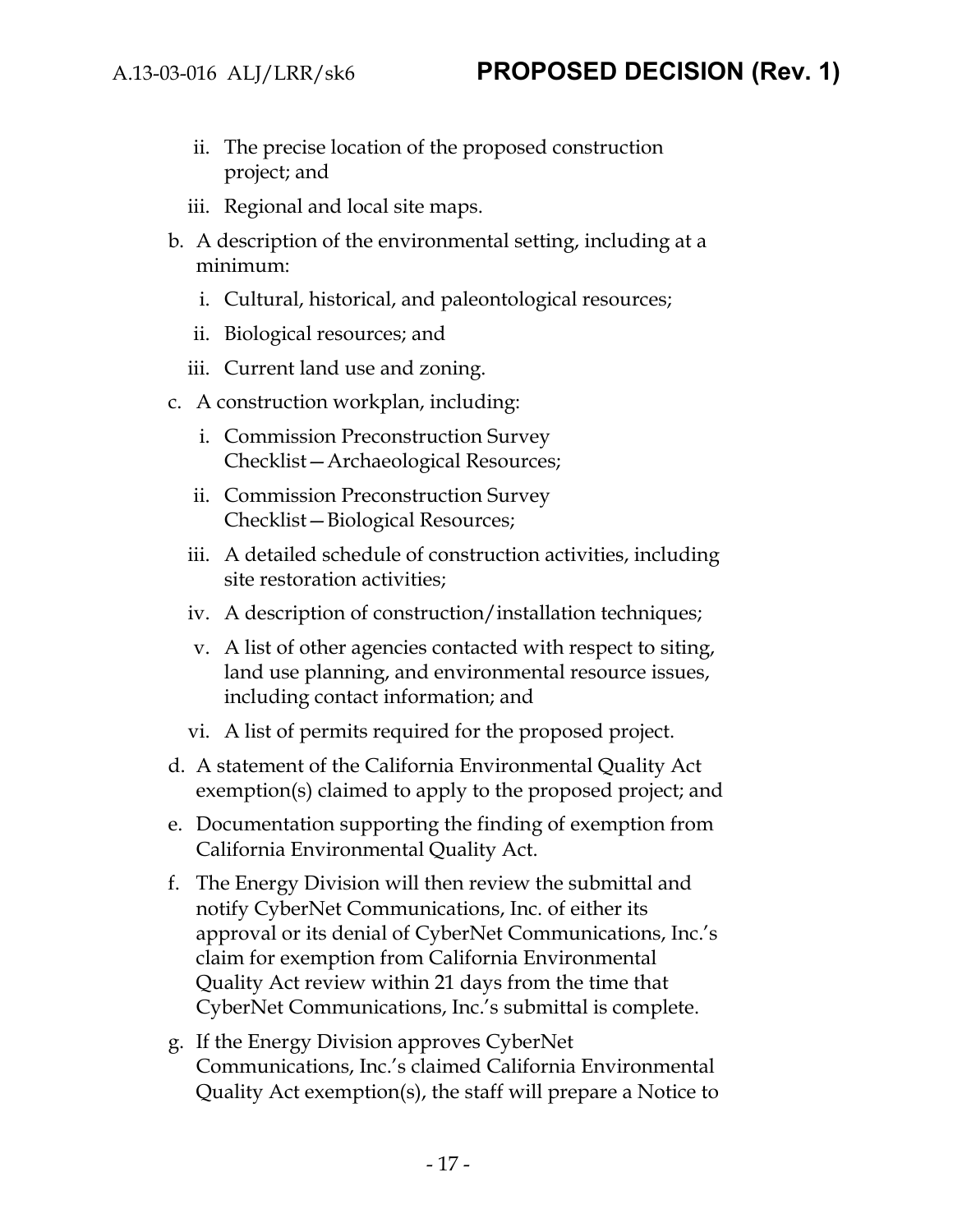ii. The precise location of the proposed construction project; and

    iii. Regional and local site maps.

b. A description of the environmental setting, including at a minimum:

    i. Cultural, historical, and paleontological resources;

    ii. Biological resources; and

    iii. Current land use and zoning.

c. A construction workplan, including:

    i. Commission Preconstruction Survey Checklist—Archaeological Resources;

    ii. Commission Preconstruction Survey Checklist—Biological Resources;

    iii. A detailed schedule of construction activities, including site restoration activities;

    iv. A description of construction/installation techniques;

    v. A list of other agencies contacted with respect to siting, land use planning, and environmental resource issues, including contact information; and

    vi. A list of permits required for the proposed project.

d. A statement of the California Environmental Quality Act exemption(s) claimed to apply to the proposed project; and

e. Documentation supporting the finding of exemption from California Environmental Quality Act.

f. The Energy Division will then review the submittal and notify CyberNet Communications, Inc. of either its approval or its denial of CyberNet Communications, Inc.'s claim for exemption from California Environmental Quality Act review within 21 days from the time that CyberNet Communications, Inc.'s submittal is complete.

g. If the Energy Division approves CyberNet Communications, Inc.'s claimed California Environmental Quality Act exemption(s), the staff will prepare a Notice to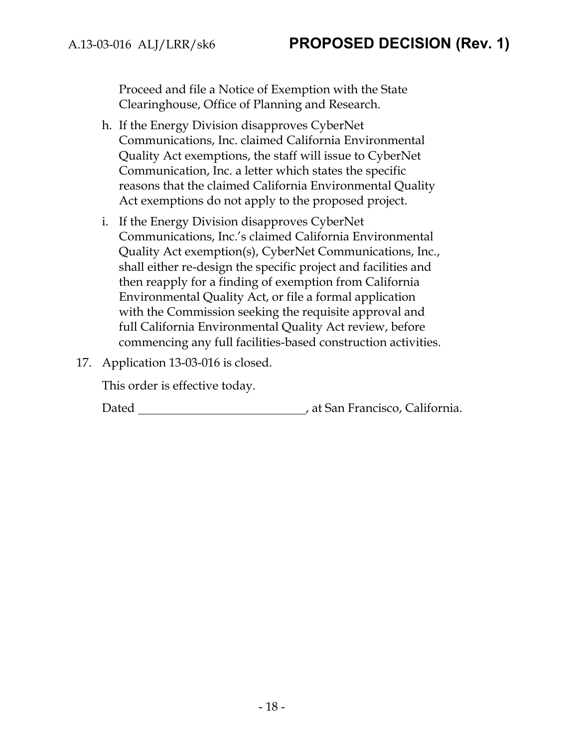Proceed and file a Notice of Exemption with the State Clearinghouse, Office of Planning and Research.

h. If the Energy Division disapproves CyberNet Communications, Inc. claimed California Environmental Quality Act exemptions, the staff will issue to CyberNet Communication, Inc. a letter which states the specific reasons that the claimed California Environmental Quality Act exemptions do not apply to the proposed project.

i. If the Energy Division disapproves CyberNet Communications, Inc.'s claimed California Environmental Quality Act exemption(s), CyberNet Communications, Inc., shall either re-design the specific project and facilities and then reapply for a finding of exemption from California Environmental Quality Act, or file a formal application with the Commission seeking the requisite approval and full California Environmental Quality Act review, before commencing any full facilities-based construction activities.

17. Application 13-03-016 is closed.

This order is effective today.

Dated \_\_\_\_\_\_\_\_\_\_\_\_\_\_\_\_\_\_\_\_\_\_\_\_\_\_\_\_, at San Francisco, California.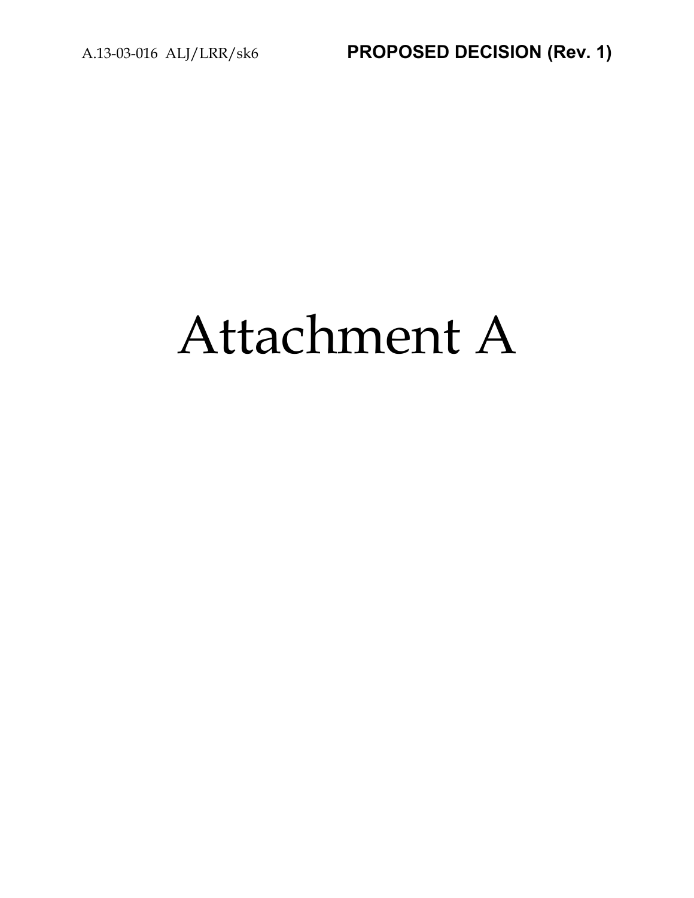# Attachment A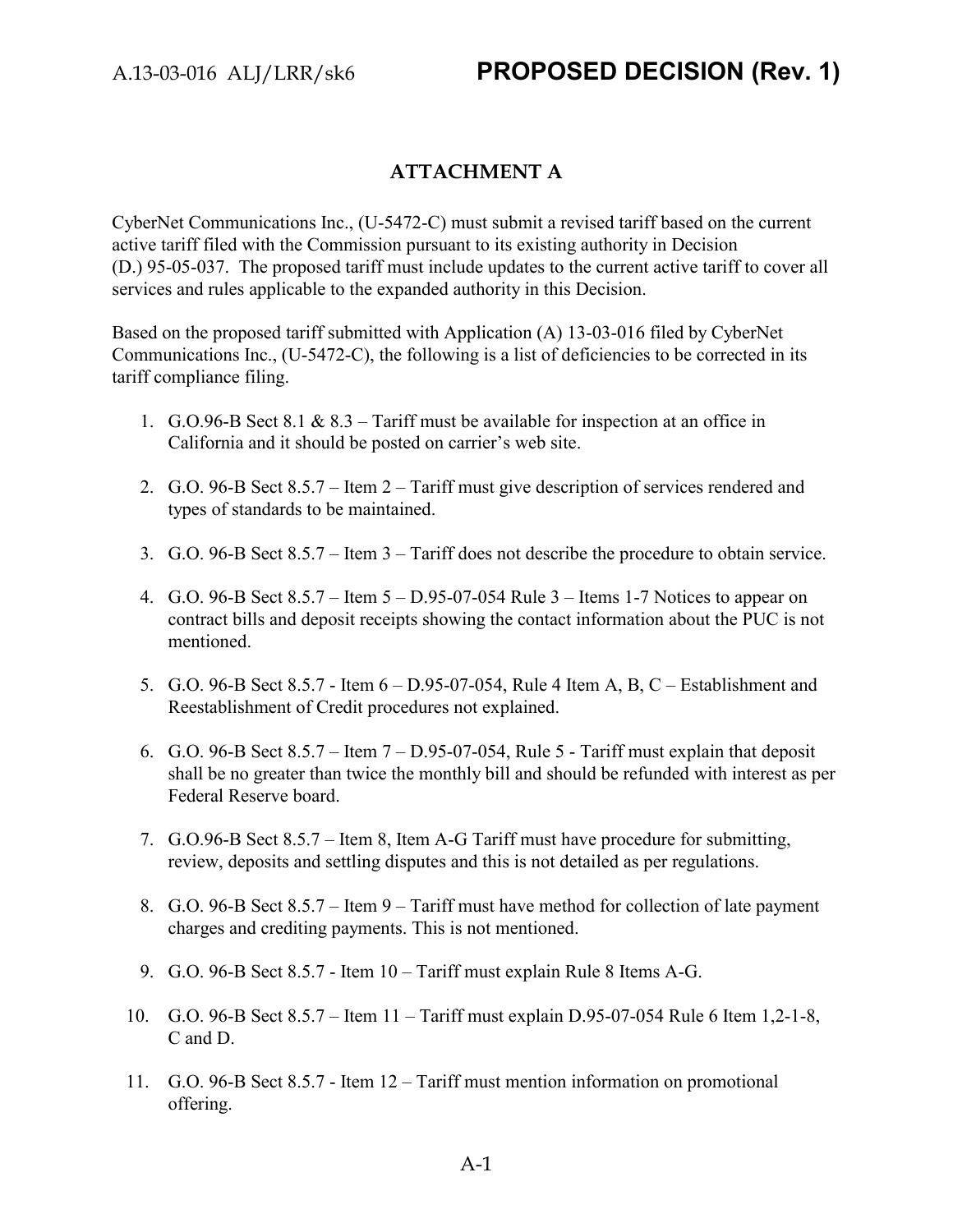## ATTACHMENT A

CyberNet Communications Inc., (U-5472-C) must submit a revised tariff based on the current active tariff filed with the Commission pursuant to its existing authority in Decision (D.) 95-05-037. The proposed tariff must include updates to the current active tariff to cover all services and rules applicable to the expanded authority in this Decision.

Based on the proposed tariff submitted with Application (A) 13-03-016 filed by CyberNet Communications Inc., (U-5472-C), the following is a list of deficiencies to be corrected in its tariff compliance filing.

1. G.O.96-B Sect 8.1 & 8.3 – Tariff must be available for inspection at an office in California and it should be posted on carrier's web site.

2. G.O. 96-B Sect 8.5.7 – Item 2 – Tariff must give description of services rendered and types of standards to be maintained.

3. G.O. 96-B Sect 8.5.7 – Item 3 – Tariff does not describe the procedure to obtain service.

4. G.O. 96-B Sect 8.5.7 – Item 5 – D.95-07-054 Rule 3 – Items 1-7 Notices to appear on contract bills and deposit receipts showing the contact information about the PUC is not mentioned.

5. G.O. 96-B Sect 8.5.7 - Item 6 – D.95-07-054, Rule 4 Item A, B, C – Establishment and Reestablishment of Credit procedures not explained.

6. G.O. 96-B Sect 8.5.7 – Item 7 – D.95-07-054, Rule 5 - Tariff must explain that deposit shall be no greater than twice the monthly bill and should be refunded with interest as per Federal Reserve board.

7. G.O.96-B Sect 8.5.7 – Item 8, Item A-G Tariff must have procedure for submitting, review, deposits and settling disputes and this is not detailed as per regulations.

8. G.O. 96-B Sect 8.5.7 – Item 9 – Tariff must have method for collection of late payment charges and crediting payments. This is not mentioned.

9. G.O. 96-B Sect 8.5.7 - Item 10 – Tariff must explain Rule 8 Items A-G.

10. G.O. 96-B Sect 8.5.7 – Item 11 – Tariff must explain D.95-07-054 Rule 6 Item 1,2-1-8, C and D.

11. G.O. 96-B Sect 8.5.7 - Item 12 – Tariff must mention information on promotional offering.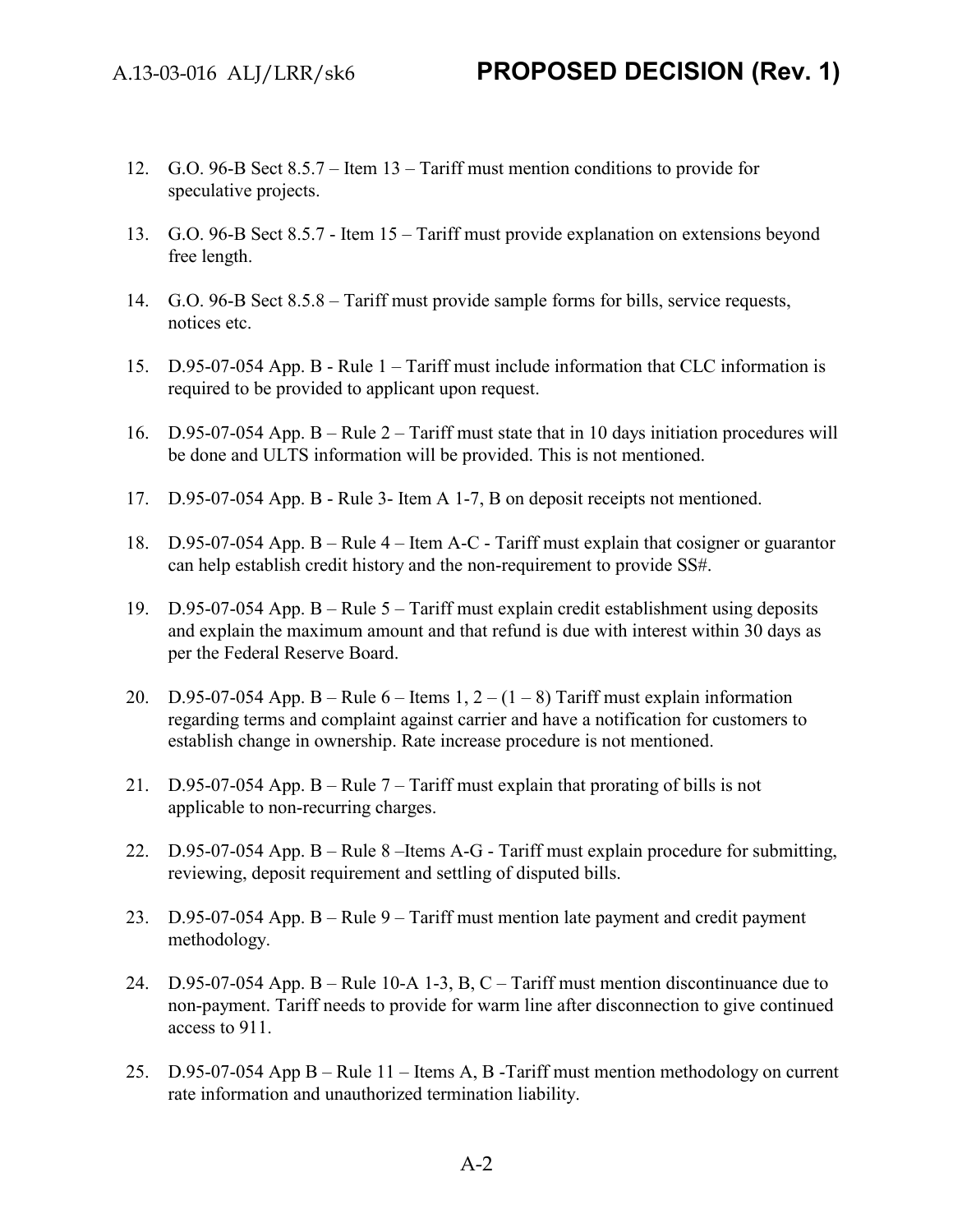12. G.O. 96-B Sect 8.5.7 – Item 13 – Tariff must mention conditions to provide for speculative projects.

13. G.O. 96-B Sect 8.5.7 - Item 15 – Tariff must provide explanation on extensions beyond free length.

14. G.O. 96-B Sect 8.5.8 – Tariff must provide sample forms for bills, service requests, notices etc.

15. D.95-07-054 App. B - Rule 1 – Tariff must include information that CLC information is required to be provided to applicant upon request.

16. D.95-07-054 App. B – Rule 2 – Tariff must state that in 10 days initiation procedures will be done and ULTS information will be provided. This is not mentioned.

17. D.95-07-054 App. B - Rule 3- Item A 1-7, B on deposit receipts not mentioned.

18. D.95-07-054 App. B – Rule 4 – Item A-C - Tariff must explain that cosigner or guarantor can help establish credit history and the non-requirement to provide SS#.

19. D.95-07-054 App. B – Rule 5 – Tariff must explain credit establishment using deposits and explain the maximum amount and that refund is due with interest within 30 days as per the Federal Reserve Board.

20. D.95-07-054 App. B – Rule 6 – Items 1, 2 – (1 – 8) Tariff must explain information regarding terms and complaint against carrier and have a notification for customers to establish change in ownership. Rate increase procedure is not mentioned.

21. D.95-07-054 App. B – Rule 7 – Tariff must explain that prorating of bills is not applicable to non-recurring charges.

22. D.95-07-054 App. B – Rule 8 –Items A-G - Tariff must explain procedure for submitting, reviewing, deposit requirement and settling of disputed bills.

23. D.95-07-054 App. B – Rule 9 – Tariff must mention late payment and credit payment methodology.

24. D.95-07-054 App. B – Rule 10-A 1-3, B, C – Tariff must mention discontinuance due to non-payment. Tariff needs to provide for warm line after disconnection to give continued access to 911.

25. D.95-07-054 App B – Rule 11 – Items A, B -Tariff must mention methodology on current rate information and unauthorized termination liability.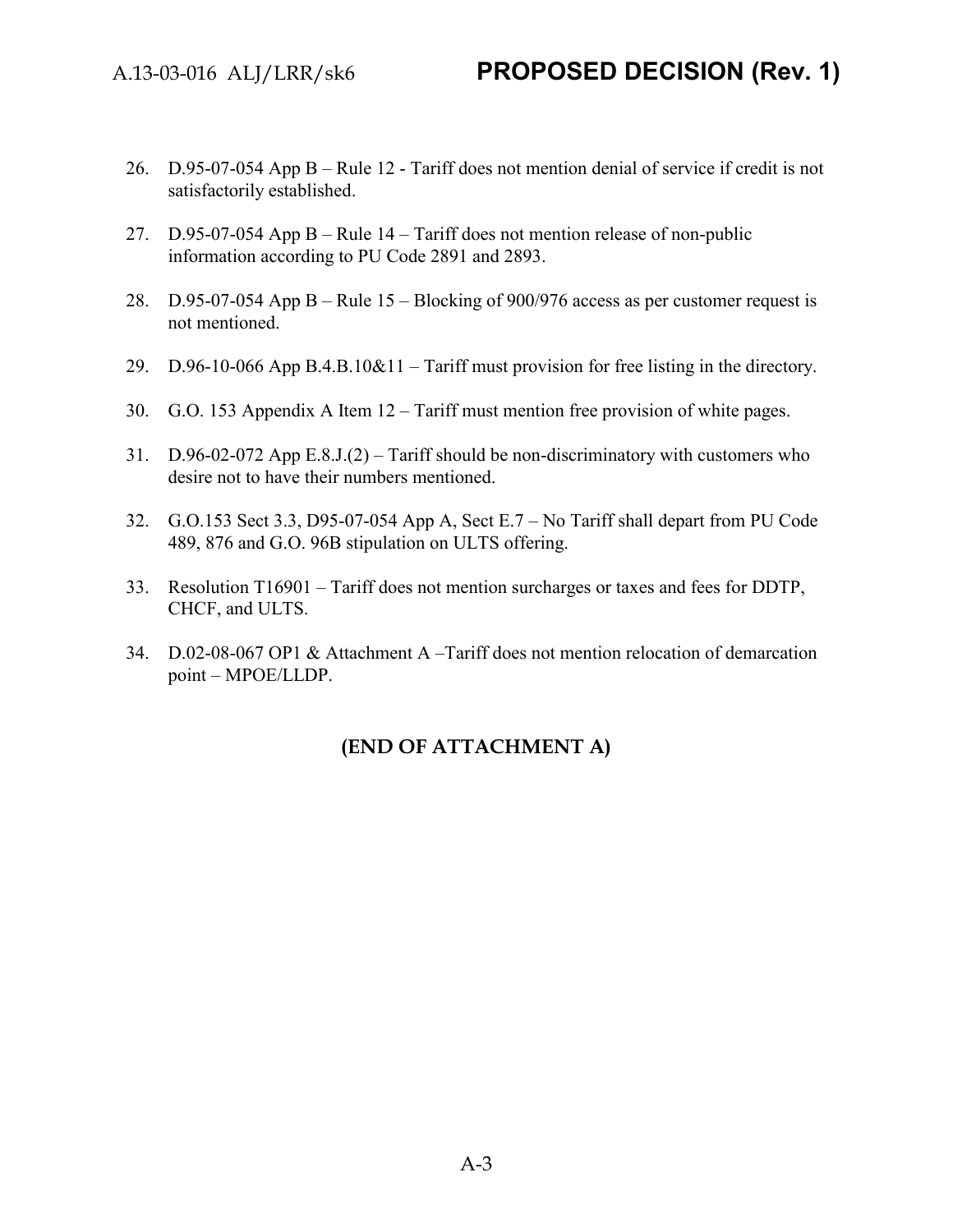26. D.95-07-054 App B – Rule 12 - Tariff does not mention denial of service if credit is not satisfactorily established.

27. D.95-07-054 App B – Rule 14 – Tariff does not mention release of non-public information according to PU Code 2891 and 2893.

28. D.95-07-054 App B – Rule 15 – Blocking of 900/976 access as per customer request is not mentioned.

29. D.96-10-066 App B.4.B.10&11 – Tariff must provision for free listing in the directory.

30. G.O. 153 Appendix A Item 12 – Tariff must mention free provision of white pages.

31. D.96-02-072 App E.8.J.(2) – Tariff should be non-discriminatory with customers who desire not to have their numbers mentioned.

32. G.O.153 Sect 3.3, D95-07-054 App A, Sect E.7 – No Tariff shall depart from PU Code 489, 876 and G.O. 96B stipulation on ULTS offering.

33. Resolution T16901 – Tariff does not mention surcharges or taxes and fees for DDTP, CHCF, and ULTS.

34. D.02-08-067 OP1 & Attachment A –Tariff does not mention relocation of demarcation point – MPOE/LLDP.

**(END OF ATTACHMENT A)**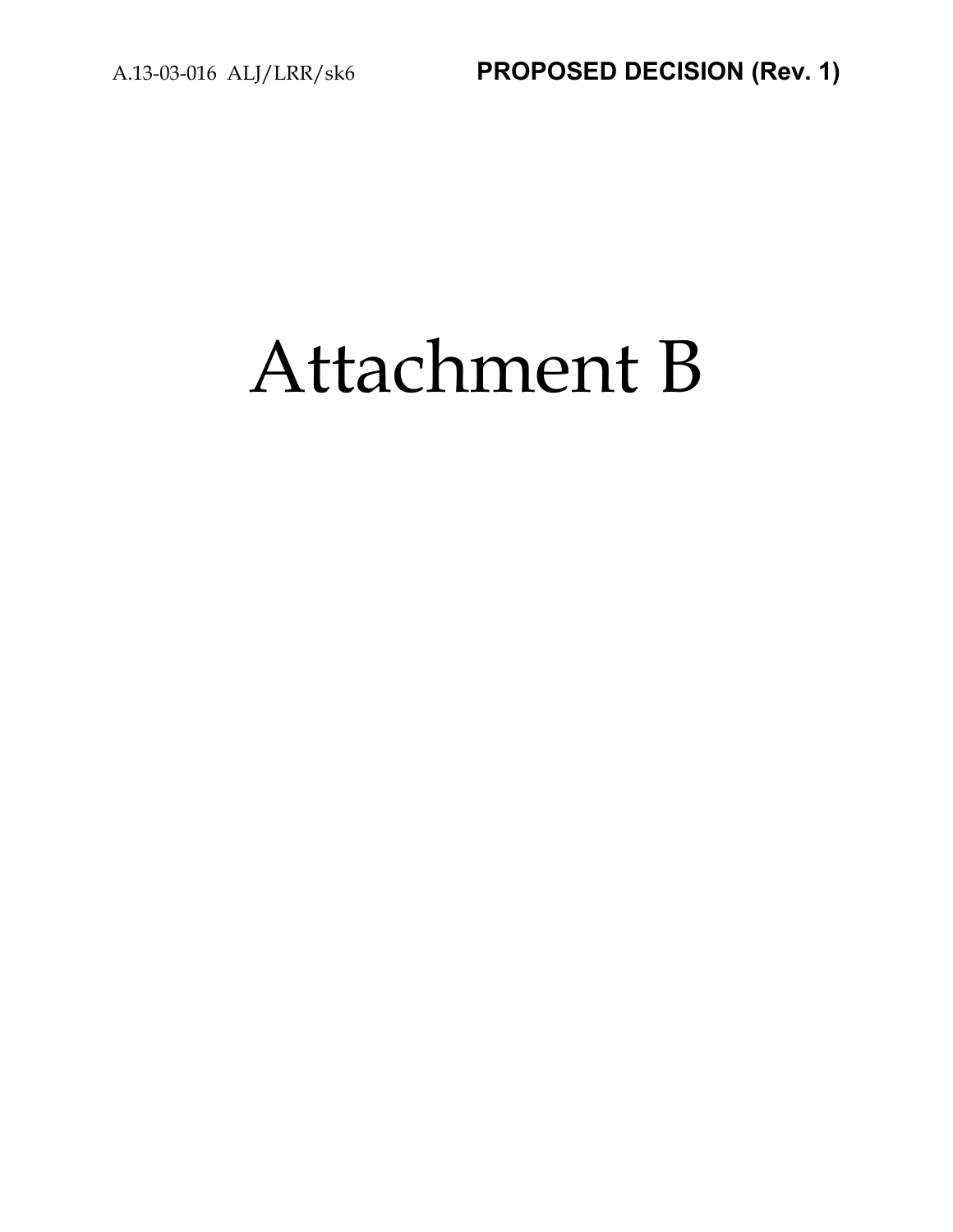# Attachment B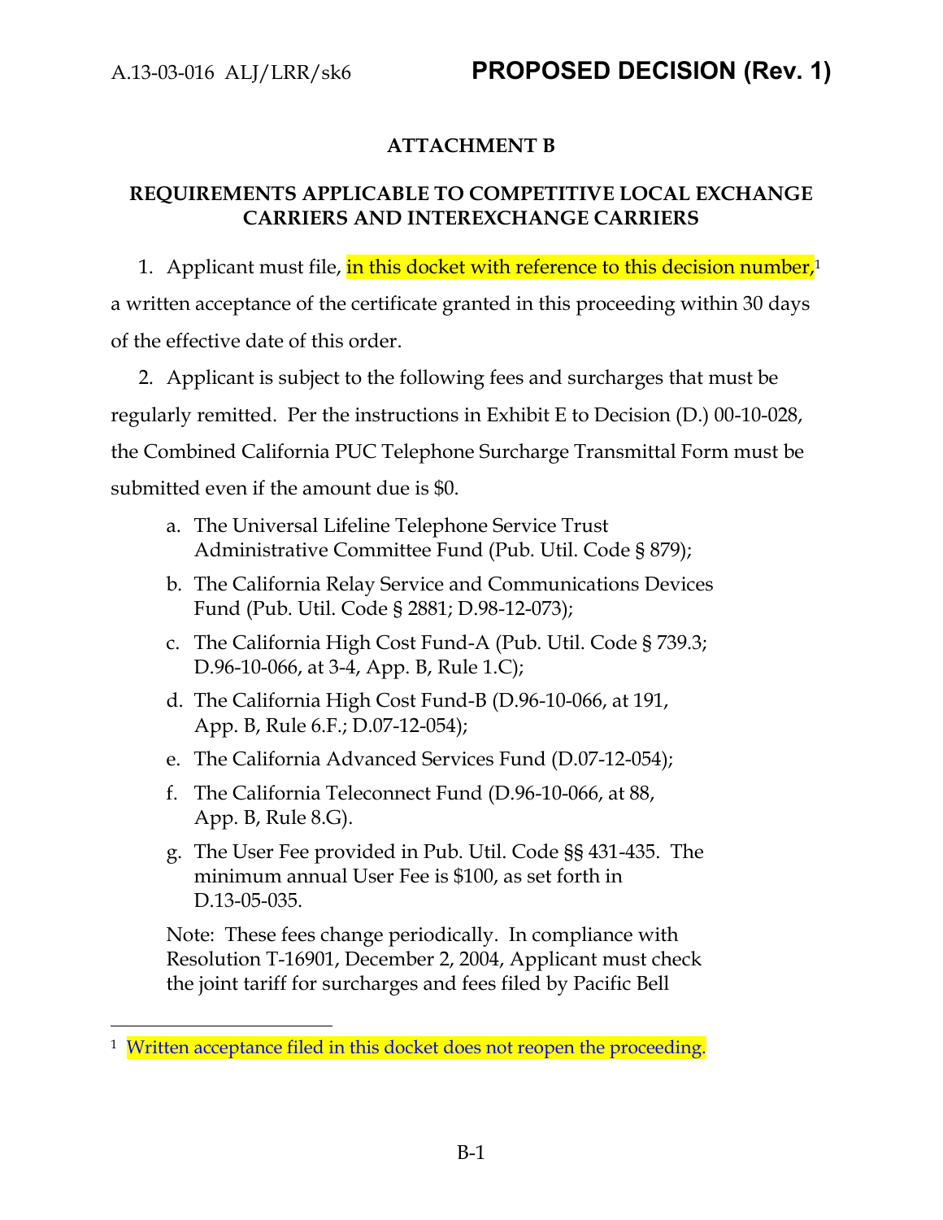**ATTACHMENT B**

**REQUIREMENTS APPLICABLE TO COMPETITIVE LOCAL EXCHANGE CARRIERS AND INTEREXCHANGE CARRIERS**

1. Applicant must file, in this docket with reference to this decision number,[1] a written acceptance of the certificate granted in this proceeding within 30 days of the effective date of this order.

2. Applicant is subject to the following fees and surcharges that must be regularly remitted. Per the instructions in Exhibit E to Decision (D.) 00-10-028, the Combined California PUC Telephone Surcharge Transmittal Form must be submitted even if the amount due is $0.

   a. The Universal Lifeline Telephone Service Trust Administrative Committee Fund (Pub. Util. Code § 879);

   b. The California Relay Service and Communications Devices Fund (Pub. Util. Code § 2881; D.98-12-073);

   c. The California High Cost Fund-A (Pub. Util. Code § 739.3; D.96-10-066, at 3-4, App. B, Rule 1.C);

   d. The California High Cost Fund-B (D.96-10-066, at 191, App. B, Rule 6.F.; D.07-12-054);

   e. The California Advanced Services Fund (D.07-12-054);

   f. The California Teleconnect Fund (D.96-10-066, at 88, App. B, Rule 8.G).

   g. The User Fee provided in Pub. Util. Code §§ 431-435. The minimum annual User Fee is $100, as set forth in D.13-05-035.

   Note: These fees change periodically. In compliance with Resolution T-16901, December 2, 2004, Applicant must check the joint tariff for surcharges and fees filed by Pacific Bell

---

[1] Written acceptance filed in this docket does not reopen the proceeding.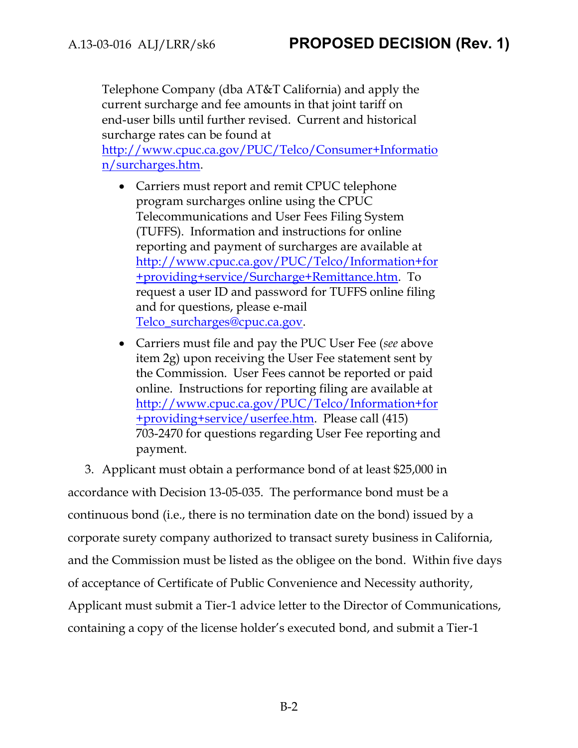Telephone Company (dba AT&T California) and apply the current surcharge and fee amounts in that joint tariff on end-user bills until further revised. Current and historical surcharge rates can be found at [http://www.cpuc.ca.gov/PUC/Telco/Consumer+Information/surcharges.htm](http://www.cpuc.ca.gov/PUC/Telco/Consumer+Information/surcharges.htm).

- Carriers must report and remit CPUC telephone program surcharges online using the CPUC Telecommunications and User Fees Filing System (TUFFS). Information and instructions for online reporting and payment of surcharges are available at [http://www.cpuc.ca.gov/PUC/Telco/Information+for+providing+service/Surcharge+Remittance.htm](http://www.cpuc.ca.gov/PUC/Telco/Information+for+providing+service/Surcharge+Remittance.htm). To request a user ID and password for TUFFS online filing and for questions, please e-mail [Telco_surcharges@cpuc.ca.gov](mailto:Telco_surcharges@cpuc.ca.gov).

- Carriers must file and pay the PUC User Fee (*see* above item 2g) upon receiving the User Fee statement sent by the Commission. User Fees cannot be reported or paid online. Instructions for reporting filing are available at [http://www.cpuc.ca.gov/PUC/Telco/Information+for+providing+service/userfee.htm](http://www.cpuc.ca.gov/PUC/Telco/Information+for+providing+service/userfee.htm). Please call (415) 703-2470 for questions regarding User Fee reporting and payment.

3. Applicant must obtain a performance bond of at least $25,000 in accordance with Decision 13-05-035. The performance bond must be a continuous bond (i.e., there is no termination date on the bond) issued by a corporate surety company authorized to transact surety business in California, and the Commission must be listed as the obligee on the bond. Within five days of acceptance of Certificate of Public Convenience and Necessity authority, Applicant must submit a Tier-1 advice letter to the Director of Communications, containing a copy of the license holder's executed bond, and submit a Tier-1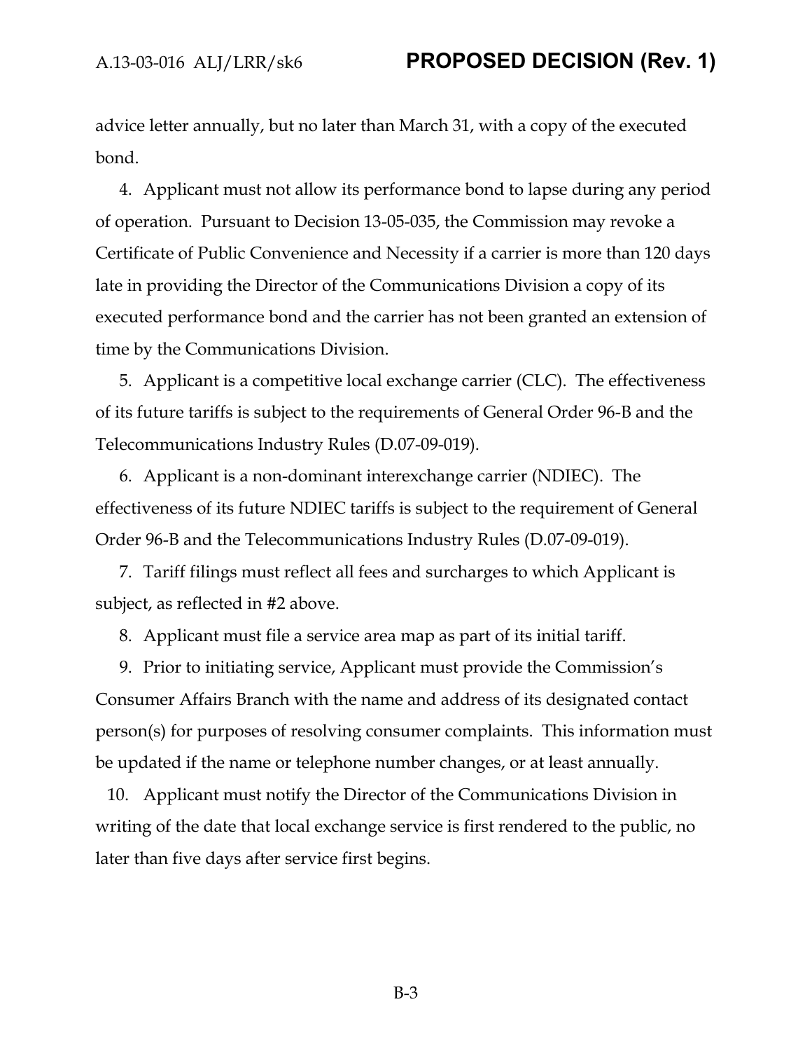advice letter annually, but no later than March 31, with a copy of the executed bond.

4. Applicant must not allow its performance bond to lapse during any period of operation. Pursuant to Decision 13-05-035, the Commission may revoke a Certificate of Public Convenience and Necessity if a carrier is more than 120 days late in providing the Director of the Communications Division a copy of its executed performance bond and the carrier has not been granted an extension of time by the Communications Division.

5. Applicant is a competitive local exchange carrier (CLC). The effectiveness of its future tariffs is subject to the requirements of General Order 96-B and the Telecommunications Industry Rules (D.07-09-019).

6. Applicant is a non-dominant interexchange carrier (NDIEC). The effectiveness of its future NDIEC tariffs is subject to the requirement of General Order 96-B and the Telecommunications Industry Rules (D.07-09-019).

7. Tariff filings must reflect all fees and surcharges to which Applicant is subject, as reflected in #2 above.

8. Applicant must file a service area map as part of its initial tariff.

9. Prior to initiating service, Applicant must provide the Commission's Consumer Affairs Branch with the name and address of its designated contact person(s) for purposes of resolving consumer complaints. This information must be updated if the name or telephone number changes, or at least annually.

10. Applicant must notify the Director of the Communications Division in writing of the date that local exchange service is first rendered to the public, no later than five days after service first begins.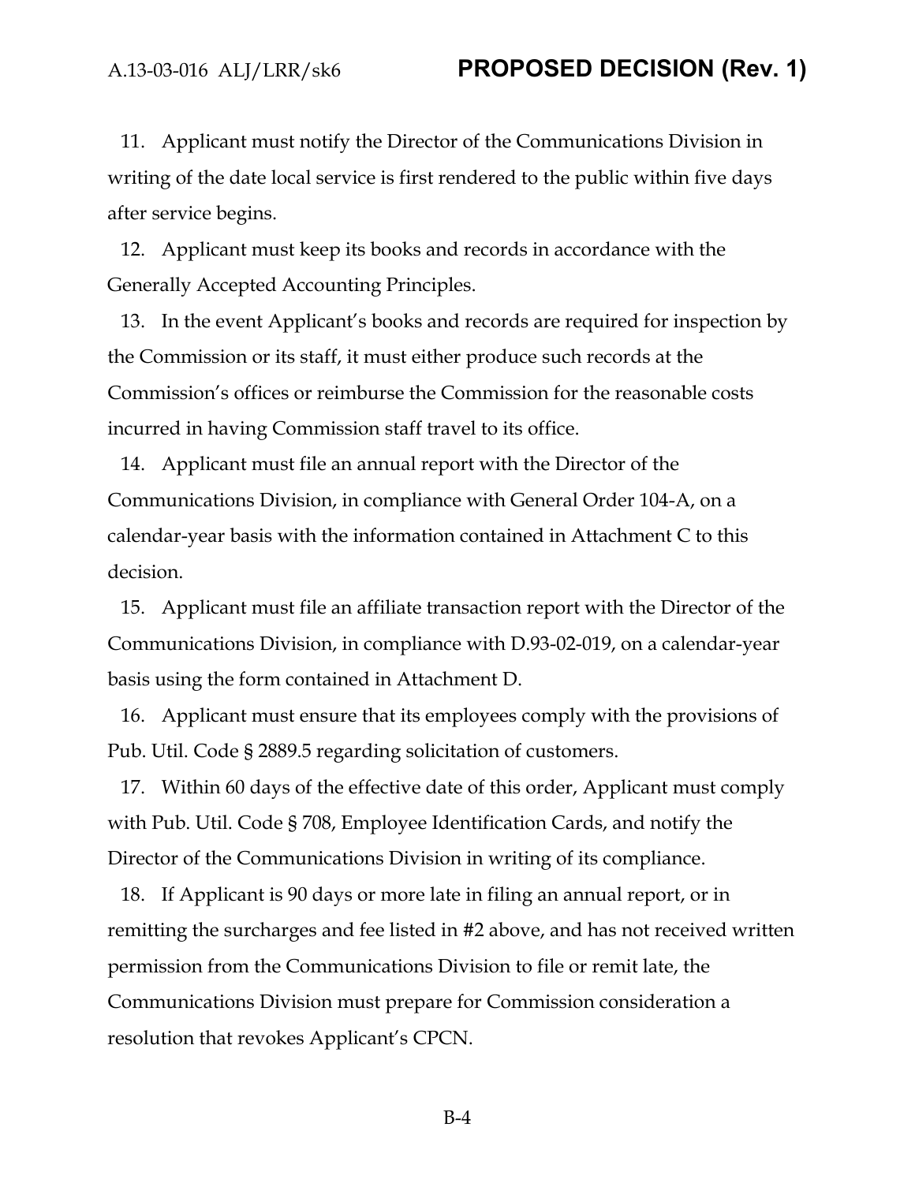11. Applicant must notify the Director of the Communications Division in writing of the date local service is first rendered to the public within five days after service begins.

12. Applicant must keep its books and records in accordance with the Generally Accepted Accounting Principles.

13. In the event Applicant's books and records are required for inspection by the Commission or its staff, it must either produce such records at the Commission's offices or reimburse the Commission for the reasonable costs incurred in having Commission staff travel to its office.

14. Applicant must file an annual report with the Director of the Communications Division, in compliance with General Order 104-A, on a calendar-year basis with the information contained in Attachment C to this decision.

15. Applicant must file an affiliate transaction report with the Director of the Communications Division, in compliance with D.93-02-019, on a calendar-year basis using the form contained in Attachment D.

16. Applicant must ensure that its employees comply with the provisions of Pub. Util. Code § 2889.5 regarding solicitation of customers.

17. Within 60 days of the effective date of this order, Applicant must comply with Pub. Util. Code § 708, Employee Identification Cards, and notify the Director of the Communications Division in writing of its compliance.

18. If Applicant is 90 days or more late in filing an annual report, or in remitting the surcharges and fee listed in #2 above, and has not received written permission from the Communications Division to file or remit late, the Communications Division must prepare for Commission consideration a resolution that revokes Applicant's CPCN.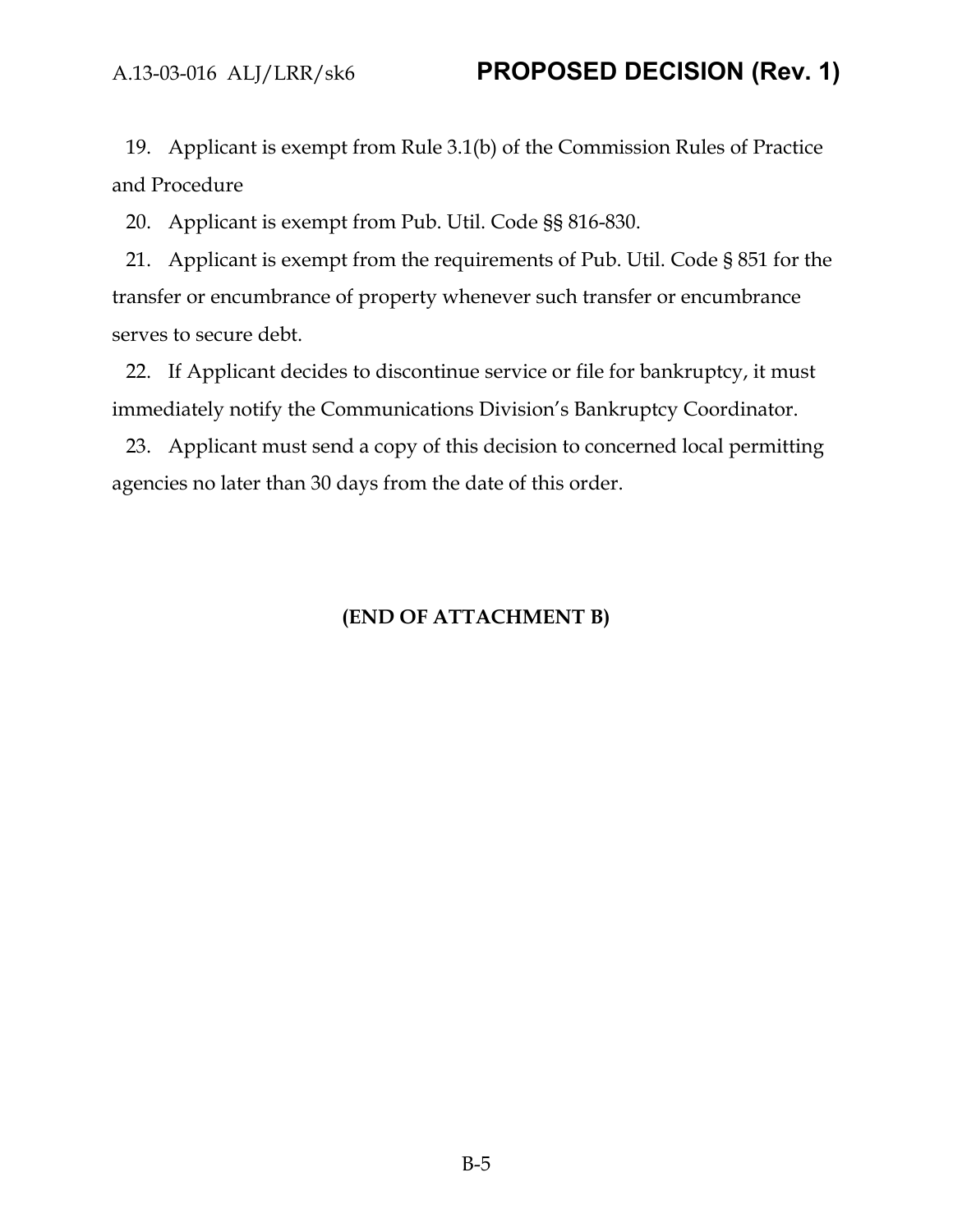19. Applicant is exempt from Rule 3.1(b) of the Commission Rules of Practice and Procedure

20. Applicant is exempt from Pub. Util. Code §§ 816-830.

21. Applicant is exempt from the requirements of Pub. Util. Code § 851 for the transfer or encumbrance of property whenever such transfer or encumbrance serves to secure debt.

22. If Applicant decides to discontinue service or file for bankruptcy, it must immediately notify the Communications Division's Bankruptcy Coordinator.

23. Applicant must send a copy of this decision to concerned local permitting agencies no later than 30 days from the date of this order.

**(END OF ATTACHMENT B)**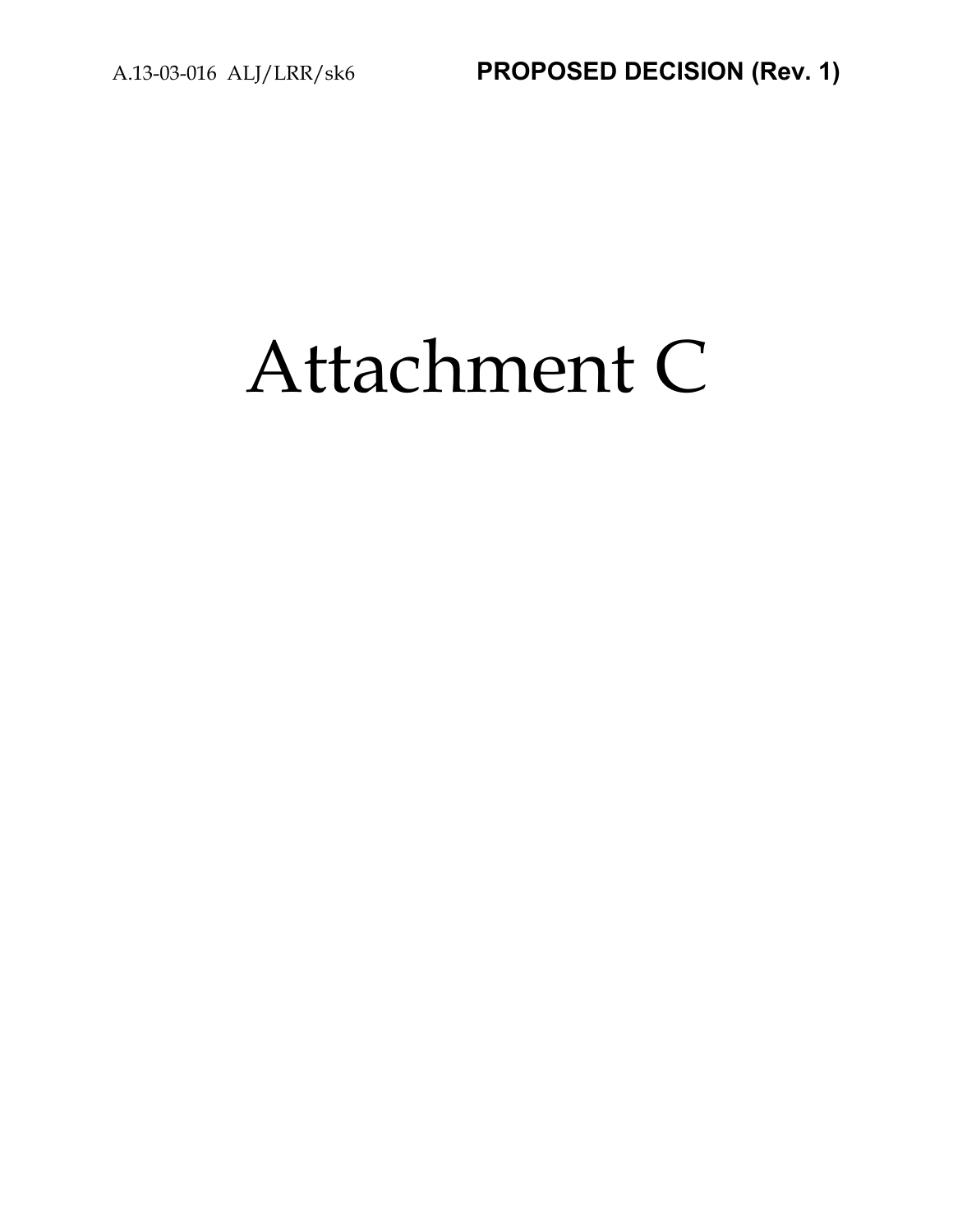# Attachment C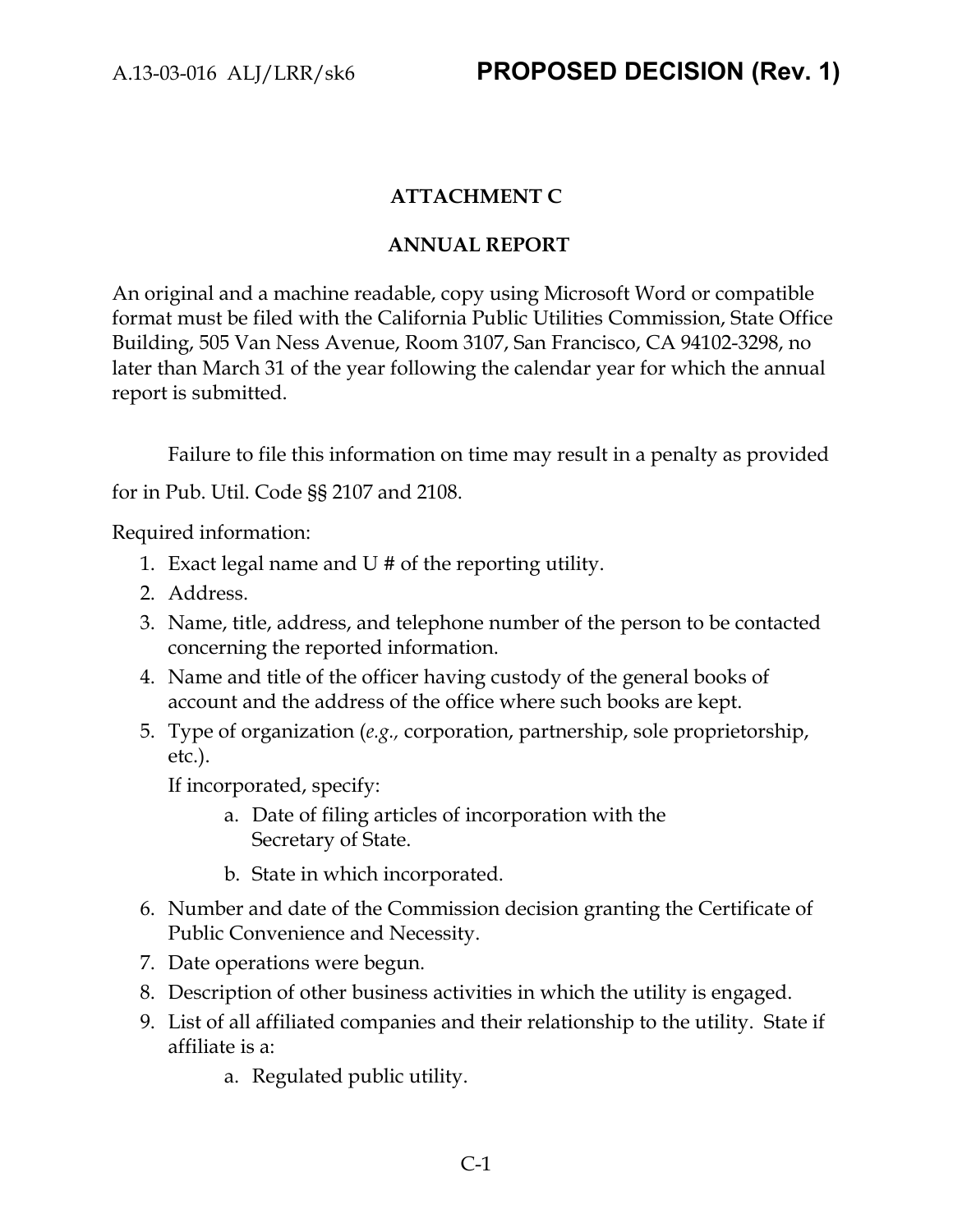**ATTACHMENT C**

**ANNUAL REPORT**

An original and a machine readable, copy using Microsoft Word or compatible format must be filed with the California Public Utilities Commission, State Office Building, 505 Van Ness Avenue, Room 3107, San Francisco, CA 94102-3298, no later than March 31 of the year following the calendar year for which the annual report is submitted.

Failure to file this information on time may result in a penalty as provided for in Pub. Util. Code §§ 2107 and 2108.

Required information:

1. Exact legal name and U # of the reporting utility.
2. Address.
3. Name, title, address, and telephone number of the person to be contacted concerning the reported information.
4. Name and title of the officer having custody of the general books of account and the address of the office where such books are kept.
5. Type of organization (*e.g.,* corporation, partnership, sole proprietorship, etc.).

   If incorporated, specify:

   a. Date of filing articles of incorporation with the Secretary of State.
   b. State in which incorporated.
6. Number and date of the Commission decision granting the Certificate of Public Convenience and Necessity.
7. Date operations were begun.
8. Description of other business activities in which the utility is engaged.
9. List of all affiliated companies and their relationship to the utility. State if affiliate is a:

   a. Regulated public utility.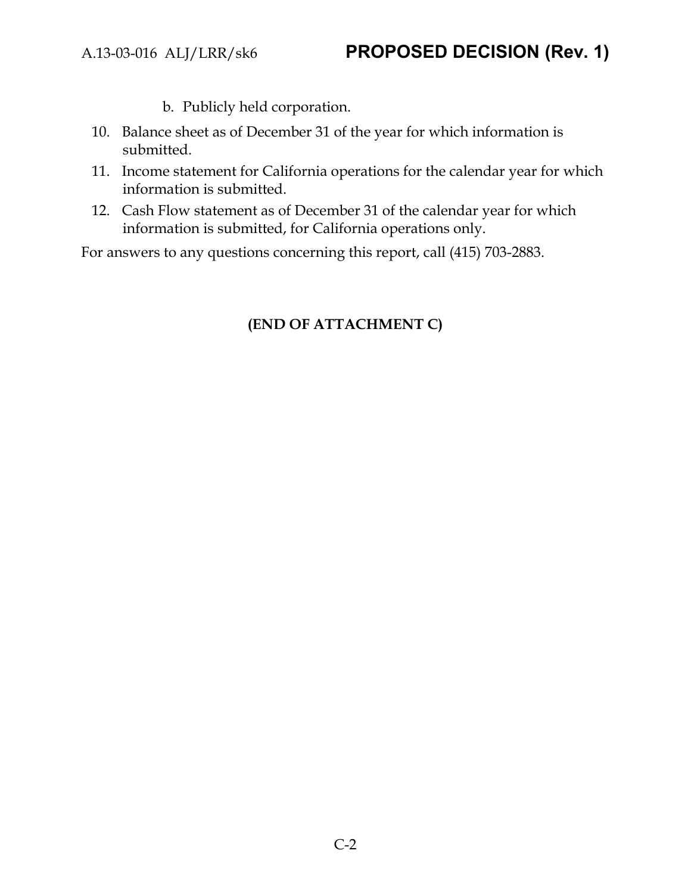b. Publicly held corporation.

10. Balance sheet as of December 31 of the year for which information is submitted.
11. Income statement for California operations for the calendar year for which information is submitted.
12. Cash Flow statement as of December 31 of the calendar year for which information is submitted, for California operations only.

For answers to any questions concerning this report, call (415) 703-2883.

**(END OF ATTACHMENT C)**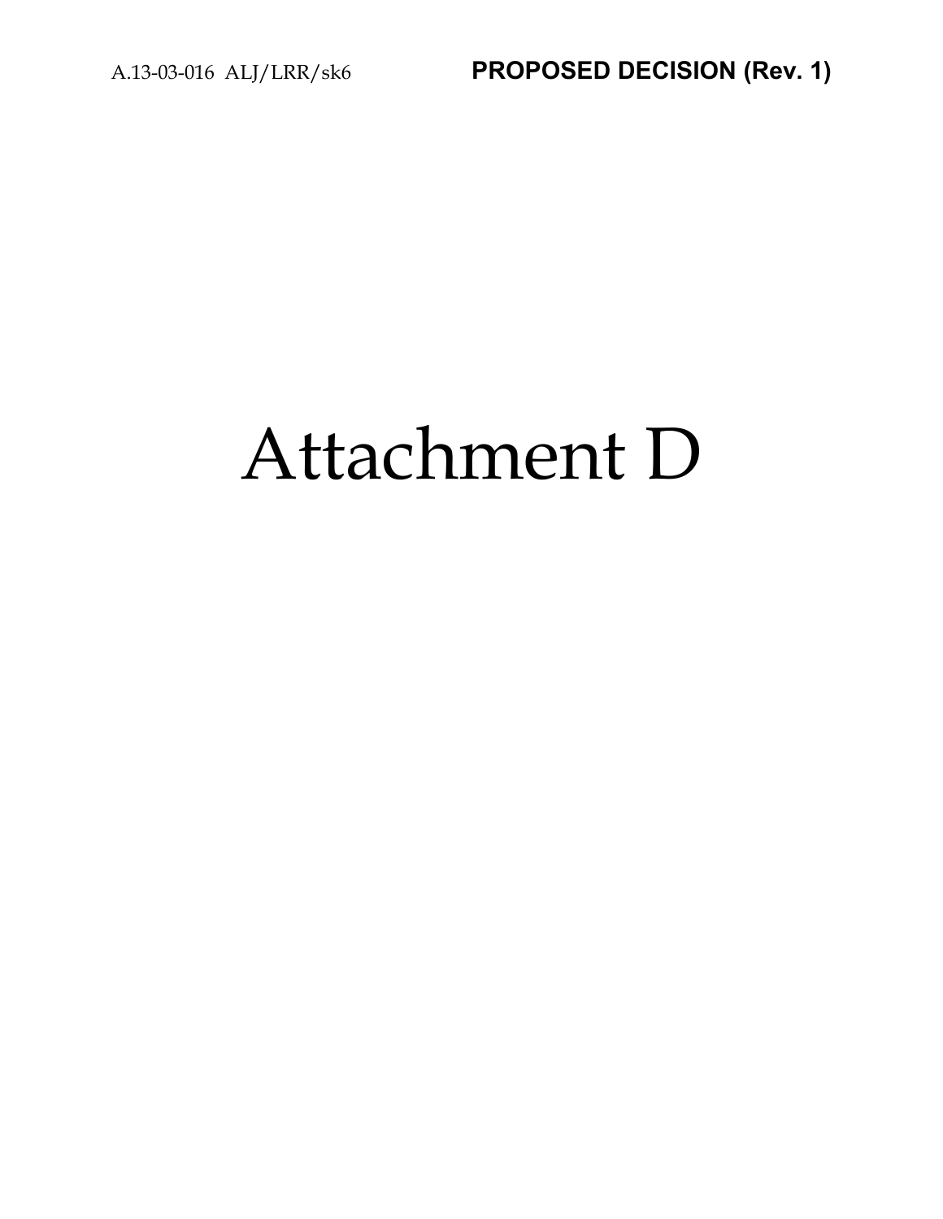# Attachment D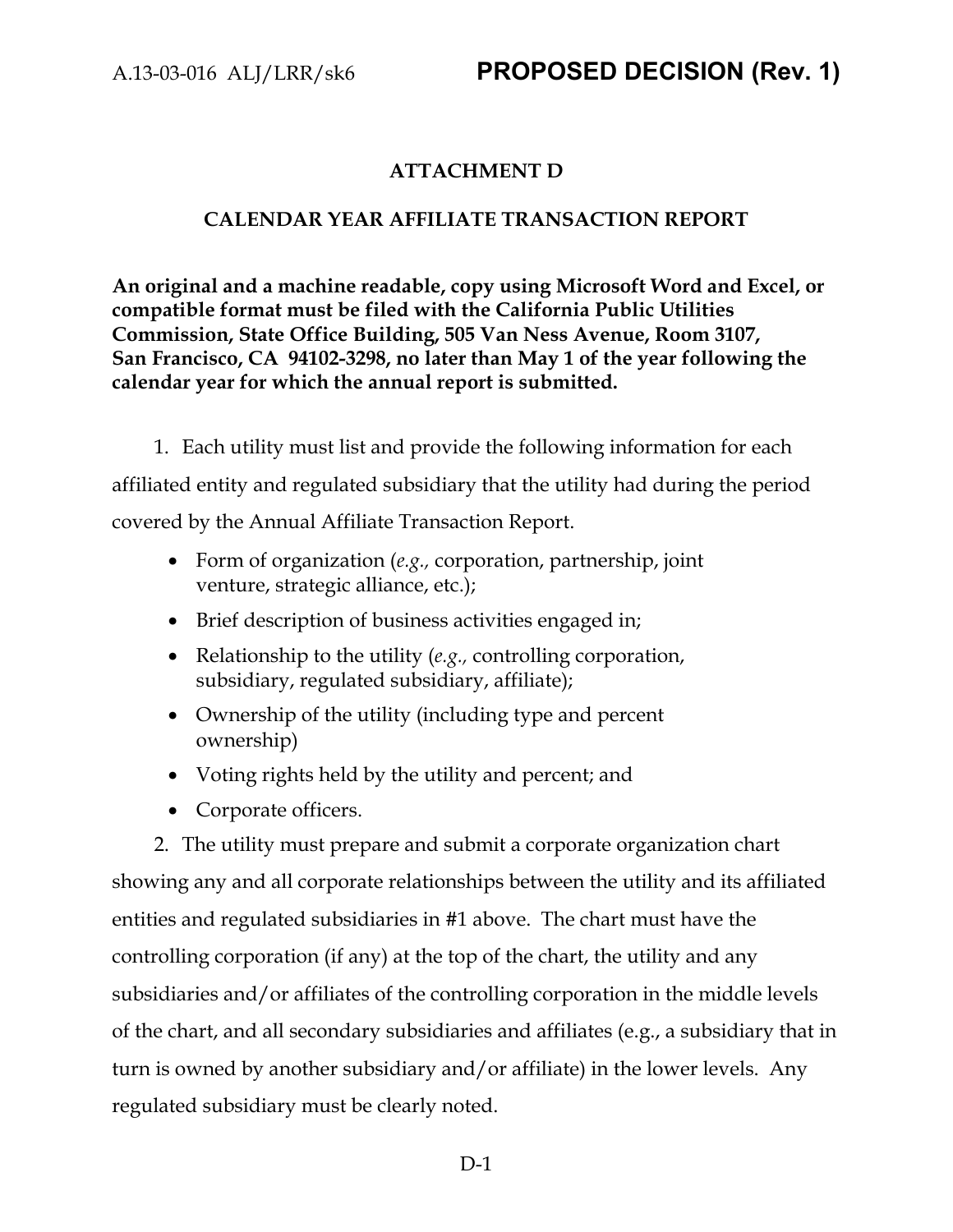# ATTACHMENT D

## CALENDAR YEAR AFFILIATE TRANSACTION REPORT

**An original and a machine readable, copy using Microsoft Word and Excel, or compatible format must be filed with the California Public Utilities Commission, State Office Building, 505 Van Ness Avenue, Room 3107, San Francisco, CA 94102-3298, no later than May 1 of the year following the calendar year for which the annual report is submitted.**

1. Each utility must list and provide the following information for each affiliated entity and regulated subsidiary that the utility had during the period covered by the Annual Affiliate Transaction Report.

   - Form of organization (*e.g.,* corporation, partnership, joint venture, strategic alliance, etc.);
   - Brief description of business activities engaged in;
   - Relationship to the utility (*e.g.,* controlling corporation, subsidiary, regulated subsidiary, affiliate);
   - Ownership of the utility (including type and percent ownership)
   - Voting rights held by the utility and percent; and
   - Corporate officers.

2. The utility must prepare and submit a corporate organization chart showing any and all corporate relationships between the utility and its affiliated entities and regulated subsidiaries in #1 above. The chart must have the controlling corporation (if any) at the top of the chart, the utility and any subsidiaries and/or affiliates of the controlling corporation in the middle levels of the chart, and all secondary subsidiaries and affiliates (e.g., a subsidiary that in turn is owned by another subsidiary and/or affiliate) in the lower levels. Any regulated subsidiary must be clearly noted.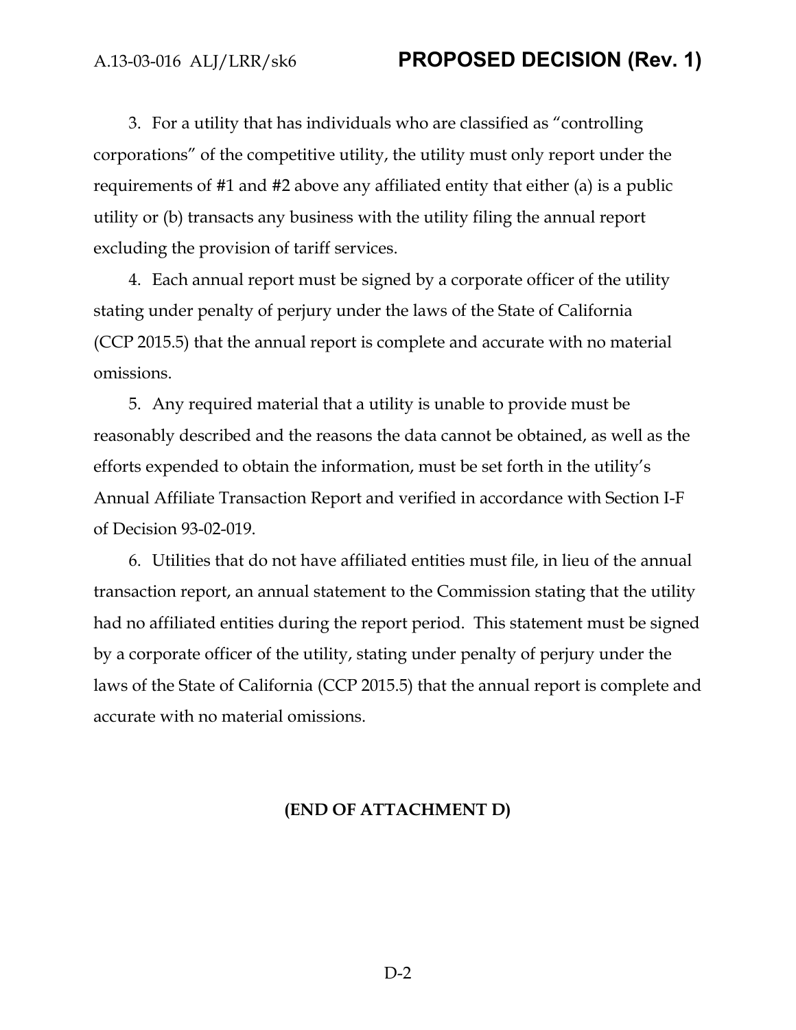3. For a utility that has individuals who are classified as "controlling corporations" of the competitive utility, the utility must only report under the requirements of #1 and #2 above any affiliated entity that either (a) is a public utility or (b) transacts any business with the utility filing the annual report excluding the provision of tariff services.

4. Each annual report must be signed by a corporate officer of the utility stating under penalty of perjury under the laws of the State of California (CCP 2015.5) that the annual report is complete and accurate with no material omissions.

5. Any required material that a utility is unable to provide must be reasonably described and the reasons the data cannot be obtained, as well as the efforts expended to obtain the information, must be set forth in the utility's Annual Affiliate Transaction Report and verified in accordance with Section I-F of Decision 93-02-019.

6. Utilities that do not have affiliated entities must file, in lieu of the annual transaction report, an annual statement to the Commission stating that the utility had no affiliated entities during the report period. This statement must be signed by a corporate officer of the utility, stating under penalty of perjury under the laws of the State of California (CCP 2015.5) that the annual report is complete and accurate with no material omissions.

**(END OF ATTACHMENT D)**